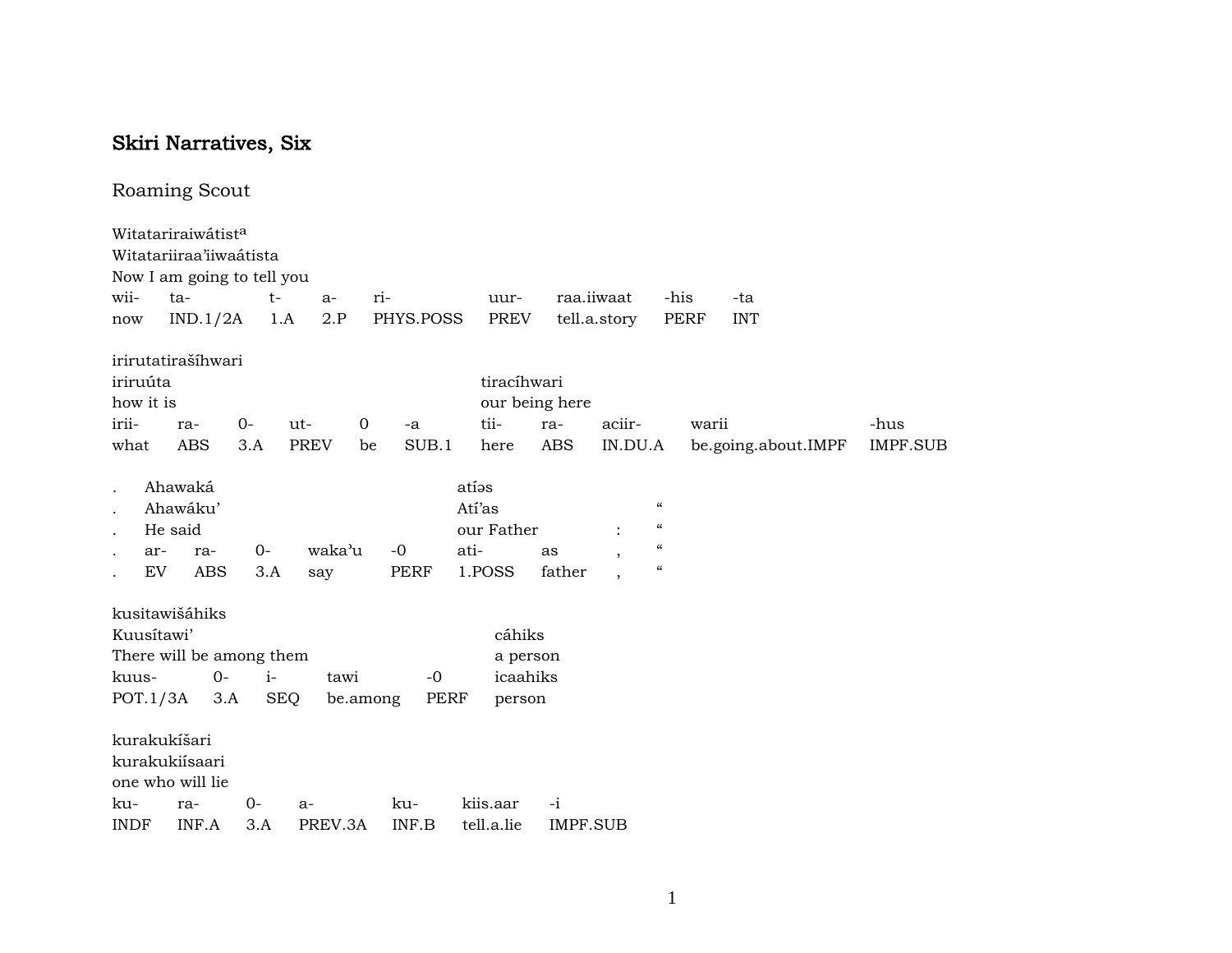# Skiri Narratives, Six

## Roaming Scout

Witatariraiwátist^a
Witatariiraa'iiwaátista
Now I am going to tell you

| wii- | ta- | t- | a- | ri- | uur- | raa.iiwaat | -his | -ta |
|---|---|---|---|---|---|---|---|---|
| now | IND.1/2A | 1.A | 2.P | PHYS.POSS | PREV | tell.a.story | PERF | INT |

irirutatirašíhwari
iriruúta tiracíhwari
how it is our being here

| irii- | ra- | 0- | ut- | 0 | -a | tii- | ra- | aciir- | warii | -hus |
|---|---|---|---|---|---|---|---|---|---|---|
| what | ABS | 3.A | PREV | be | SUB.1 | here | ABS | IN.DU.A | be.going.about.IMPF | IMPF.SUB |

. Ahawaká atíəs
. Ahawáku' Atí'as "
. He said our Father : "

| . | ar- | ra- | 0- | waka'u | -0 | ati- | as | , | " |
|---|---|---|---|---|---|---|---|---|---|
| . | EV | ABS | 3.A | say | PERF | 1.POSS | father | , | " |

kusitawišáhiks
Kuusítawi' cáhiks
There will be among them a person

| kuus- | 0- | i- | tawi | -0 | icaahiks |
|---|---|---|---|---|---|
| POT.1/3A | 3.A | SEQ | be.among | PERF | person |

kurakukíšari
kurakukiísaari
one who will lie

| ku- | ra- | 0- | a- | ku- | kiis.aar | -i |
|---|---|---|---|---|---|---|
| INDF | INF.A | 3.A | PREV.3A | INF.B | tell.a.lie | IMPF.SUB |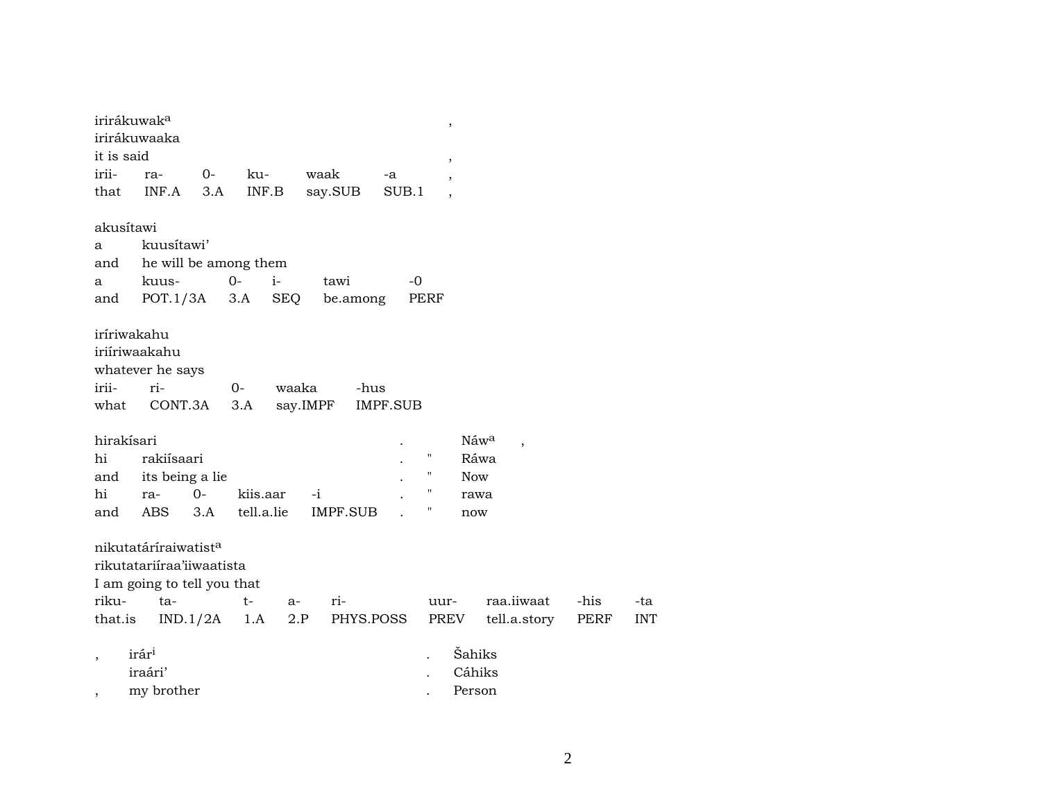irirákuwak^a ,
irirákuwaaka
it is said ,

| irii- | ra- | 0- | ku- | waak | -a | , |
|---|---|---|---|---|---|---|
| that | INF.A | 3.A | INF.B | say.SUB | SUB.1 | , |

akusítawi
a kuusítawi’
and he will be among them

| a | kuus- | 0- | i- | tawi | -0 |
|---|---|---|---|---|---|
| and | POT.1/3A | 3.A | SEQ | be.among | PERF |

iríriwakahu
iriíriwaakahu
whatever he says

| irii- | ri- | 0- | waaka | -hus |
|---|---|---|---|---|
| what | CONT.3A | 3.A | say.IMPF | IMPF.SUB |

hirakísari . Náw^a ,
hi rakiísaari . " Ráwa
and its being a lie . " Now

| hi | ra- | 0- | kiis.aar | -i | . | " | rawa |
|---|---|---|---|---|---|---|---|
| and | ABS | 3.A | tell.a.lie | IMPF.SUB | . | " | now |

nikutatáríraiwatist^a
rikutatariíraa’iiwaatista
I am going to tell you that

| riku- | ta- | t- | a- | ri- | uur- | raa.iiwaat | -his | -ta |
|---|---|---|---|---|---|---|---|---|
| that.is | IND.1/2A | 1.A | 2.P | PHYS.POSS | PREV | tell.a.story | PERF | INT |

, irár^i . Šahiks
iraári’ . Cáhiks
, my brother . Person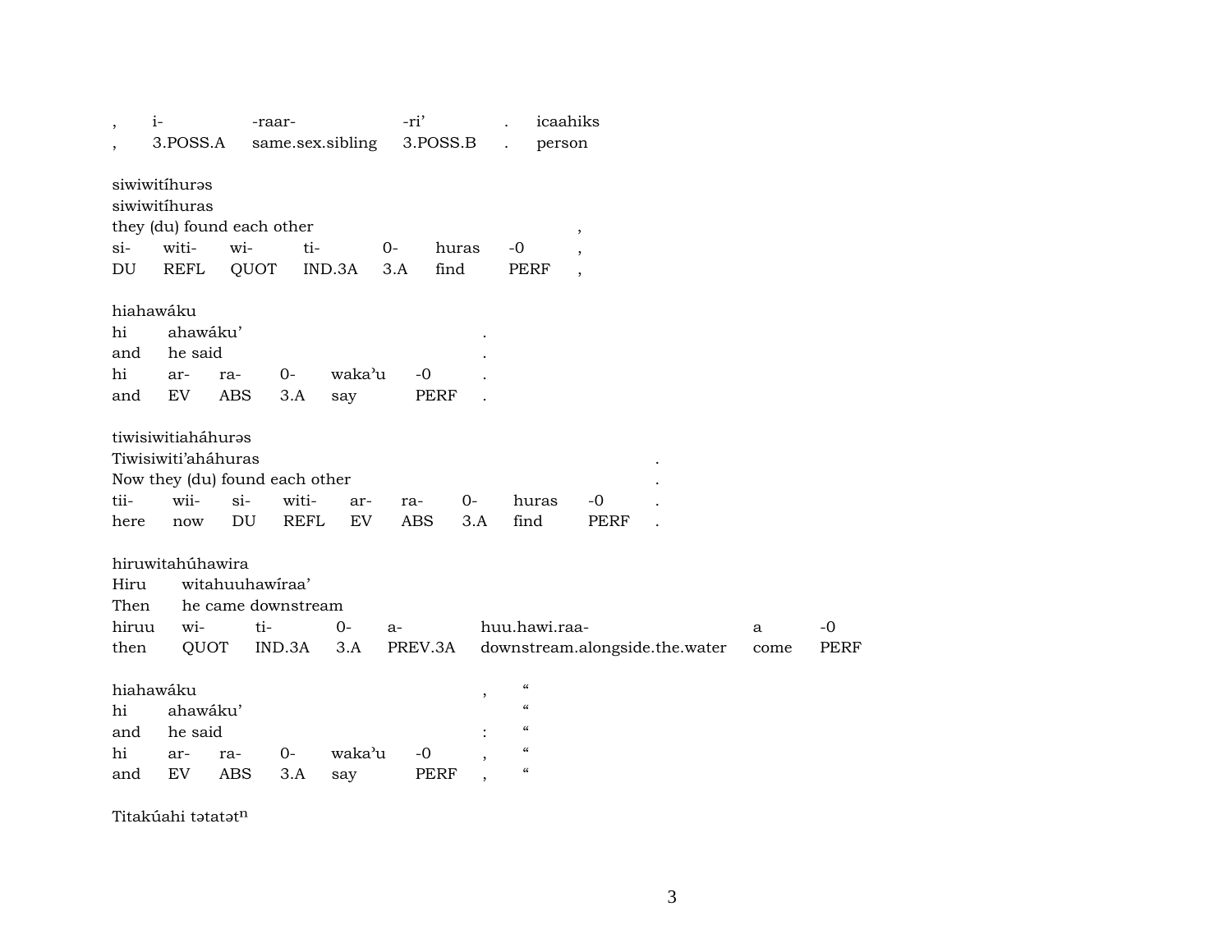| , | i- | -raar- | -ri’ | . | icaahiks |
|---|---|---|---|---|---|
| , | 3.POSS.A | same.sex.sibling | 3.POSS.B | . | person |

siwiwitíhurəs
siwiwitíhuras
they (du) found each other ,

| si- | witi- | wi- | ti- | 0- | huras | -0 | , |
|---|---|---|---|---|---|---|---|
| DU | REFL | QUOT | IND.3A | 3.A | find | PERF | , |

hiahawáku
hi ahawáku’ .
and he said .

| hi | ar- | ra- | 0- | waka’u | -0 | . |
|---|---|---|---|---|---|---|
| and | EV | ABS | 3.A | say | PERF | . |

tiwisiwitiaháhurəs
Tiwisiwiti’aháhuras .
Now they (du) found each other .

| tii- | wii- | si- | witi- | ar- | ra- | 0- | huras | -0 | . |
|---|---|---|---|---|---|---|---|---|---|
| here | now | DU | REFL | EV | ABS | 3.A | find | PERF | . |

hiruwitahúhawira
Hiru witahuuhawíraa’
Then he came downstream

| hiruu | wi- | ti- | 0- | a- | huu.hawi.raa- | a | -0 |
|---|---|---|---|---|---|---|---|
| then | QUOT | IND.3A | 3.A | PREV.3A | downstream.alongside.the.water | come | PERF |

hiahawáku , “
hi ahawáku’ “
and he said : “

| hi | ar- | ra- | 0- | waka’u | -0 | , | “ |
|---|---|---|---|---|---|---|---|
| and | EV | ABS | 3.A | say | PERF | , | “ |

Titakúahi tətatət$^{n}$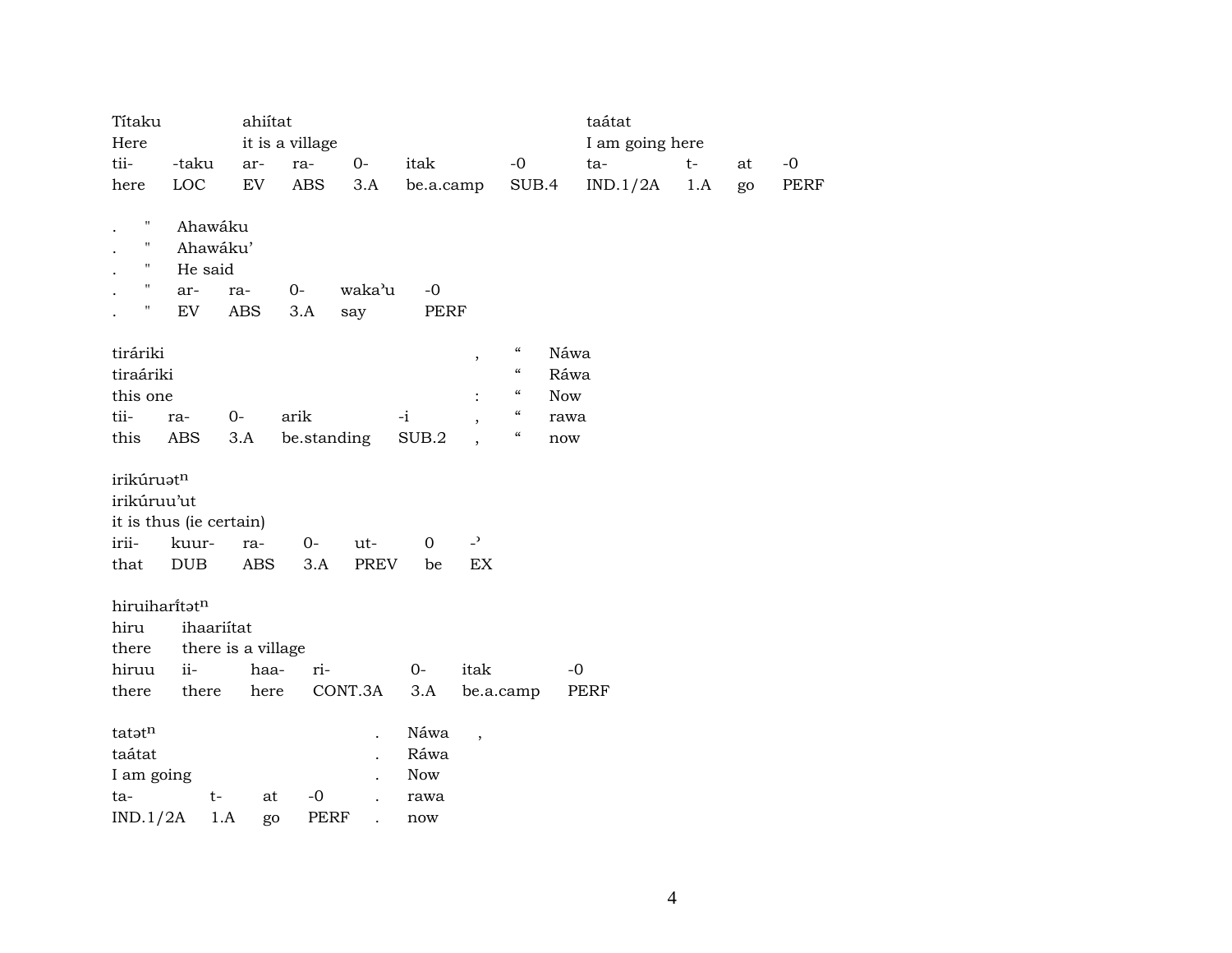| Títaku | | ahiítat | | | | | taátat | | | |
|---|---|---|---|---|---|---|---|---|---|---|
| Here | | it is a village | | | | | I am going here | | | |
| tii- | -taku | ar- | ra- | 0- | itak | -0 | ta- | t- | at | -0 |
| here | LOC | EV | ABS | 3.A | be.a.camp | SUB.4 | IND.1/2A | 1.A | go | PERF |

| . | " | Ahawáku | | | |
|---|---|---|---|---|---|
| . | " | Ahawáku’ | | | |
| . | " | He said | | | |
| . | " | ar- | ra- | 0- | waka’u | -0 |
| . | " | EV | ABS | 3.A | say | PERF |

| tiráriki | | | | | , | “ | Náwa |
|---|---|---|---|---|---|---|---|
| tiraáriki | | | | | | “ | Ráwa |
| this one | | | | | : | “ | Now |
| tii- | ra- | 0- | arik | -i | , | “ | rawa |
| this | ABS | 3.A | be.standing | SUB.2 | , | “ | now |

| irikúruət$^{n}$ | | | | | | |
|---|---|---|---|---|---|---|
| irikúruu’ut | | | | | | |
| it is thus (ie certain) | | | | | | |
| irii- | kuur- | ra- | 0- | ut- | 0 | -’ |
| that | DUB | ABS | 3.A | PREV | be | EX |

| hiruiharĩtət$^{n}$ | | | | | | |
|---|---|---|---|---|---|---|
| hiru | ihaariítat | | | | | |
| there | there is a village | | | | | |
| hiruu | ii- | haa- | ri- | 0- | itak | -0 |
| there | there | here | CONT.3A | 3.A | be.a.camp | PERF |

| tatət$^{n}$ | | | | . | Náwa | , |
|---|---|---|---|---|---|---|
| taátat | | | | . | Ráwa | |
| I am going | | | | . | Now | |
| ta- | t- | at | -0 | . | rawa | |
| IND.1/2A | 1.A | go | PERF | . | now | |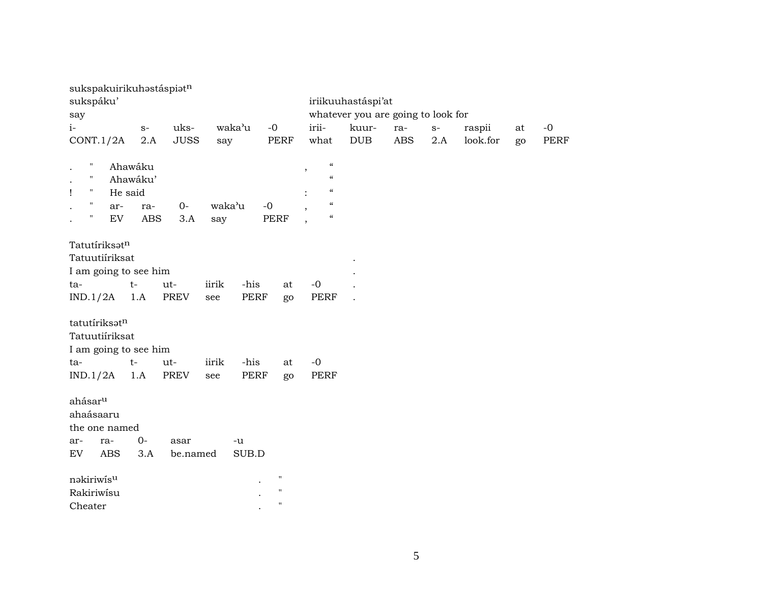sukspakuirikuhəstáspiət$^{n}$

| sukspáku’ | | | | | iriikuuhastáspi’at | | | | | | |
|---|---|---|---|---|---|---|---|---|---|---|---|
| say | | | | | whatever you are going to look for | | | | | | |
| i- | s- | uks- | waka’u | -0 | irii- | kuur- | ra- | s- | raspii | at | -0 |
| CONT.1/2A | 2.A | JUSS | say | PERF | what | DUB | ABS | 2.A | look.for | go | PERF |

| . | " | Ahawáku | | | | | , | “ |
|---|---|---|---|---|---|---|---|---|
| . | " | Ahawáku’ | | | | | | “ |
| ! | " | He said | | | | | : | “ |
| . | " | ar- | ra- | 0- | waka’u | -0 | , | “ |
| . | " | EV | ABS | 3.A | say | PERF | , | “ |

Tatutíriksət$^{n}$

| Tatuutiíriksat | | | | | | | . |
|---|---|---|---|---|---|---|---|
| I am going to see him | | | | | | | . |
| ta- | t- | ut- | iirik | -his | at | -0 | . |
| IND.1/2A | 1.A | PREV | see | PERF | go | PERF | . |

tatutíriksət$^{n}$

| Tatuutiíriksat | | | | | | |
|---|---|---|---|---|---|---|
| I am going to see him | | | | | | |
| ta- | t- | ut- | iirik | -his | at | -0 |
| IND.1/2A | 1.A | PREV | see | PERF | go | PERF |

ahásar$^{u}$

| ahaásaaru | | | | |
|---|---|---|---|---|
| the one named | | | | |
| ar- | ra- | 0- | asar | -u |
| EV | ABS | 3.A | be.named | SUB.D |

| nəkiriwís$^{u}$ | . | " |
|---|---|---|
| Rakiriwísu | . | " |
| Cheater | . | " |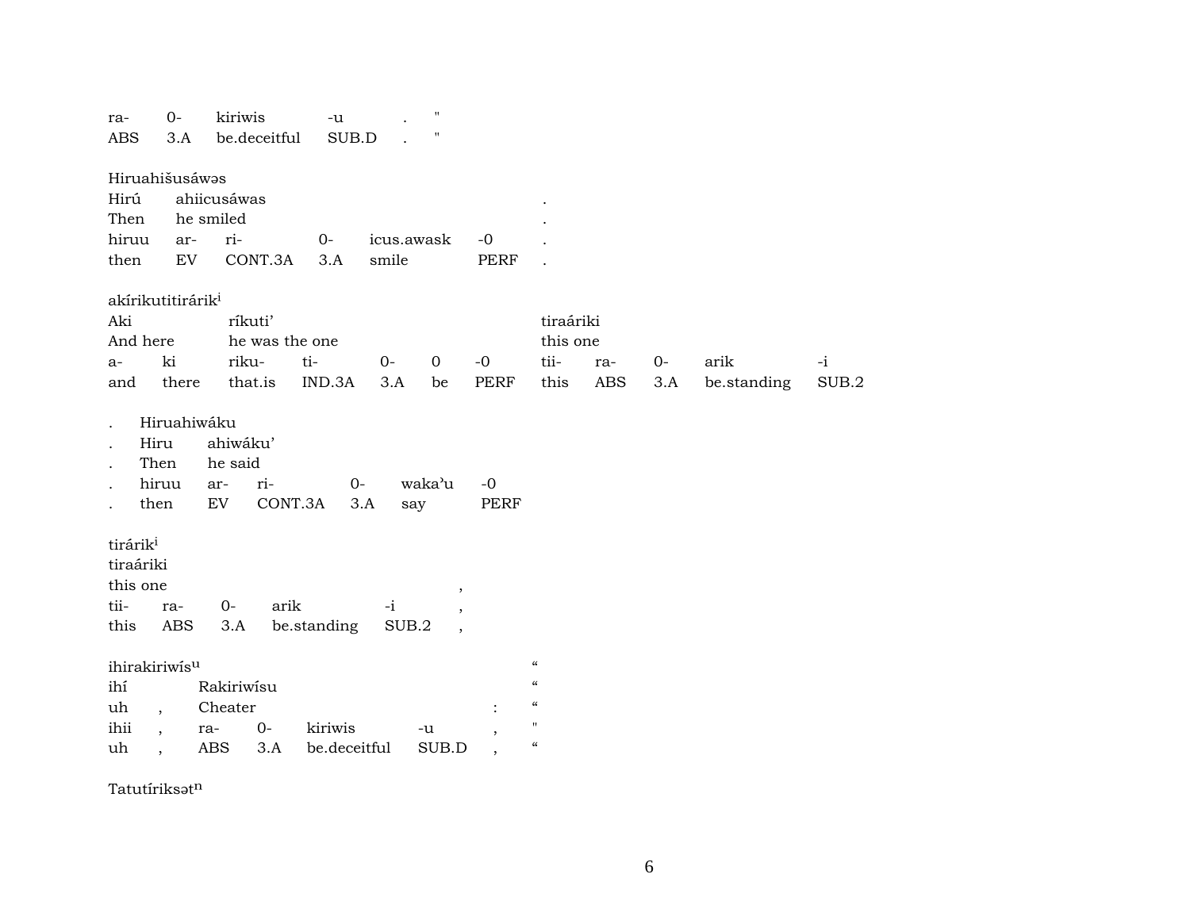| ra- | 0- | kiriwis | -u | . | " |
|---|---|---|---|---|---|
| ABS | 3.A | be.deceitful | SUB.D | . | " |

Hiruahišusáwəs

| Hirú | ahiicusáwas | | | | | . |
|---|---|---|---|---|---|---|
| Then | he smiled | | | | | . |
| hiruu | ar- | ri- | 0- | icus.awask | -0 | . |
| then | EV | CONT.3A | 3.A | smile | PERF | . |

akírikutitirárik[i]

| Aki | | ríkuti' | | | | | tiraáriki | | | | |
|---|---|---|---|---|---|---|---|---|---|---|---|
| And here | | he was the one | | | | | this one | | | | |
| a- | ki | riku- | ti- | 0- | 0 | -0 | tii- | ra- | 0- | arik | -i |
| and | there | that.is | IND.3A | 3.A | be | PERF | this | ABS | 3.A | be.standing | SUB.2 |

| . | Hiruahiwáku | | | | | |
|---|---|---|---|---|---|---|
| . | Hiru | ahiwáku' | | | | |
| . | Then | he said | | | | |
| . | hiruu | ar- | ri- | 0- | waka'u | -0 |
| . | then | EV | CONT.3A | 3.A | say | PERF |

tirárik[i]

| tiraáriki | | | | | |
|---|---|---|---|---|---|
| this one | | | | | , |
| tii- | ra- | 0- | arik | -i | , |
| this | ABS | 3.A | be.standing | SUB.2 | , |

ihirakiriwís[u]

| | | | | | | | “ |
|---|---|---|---|---|---|---|---|
| ihí | | Rakiriwísu | | | | | “ |
| uh | , | Cheater | | | | : | “ |
| ihii | , | ra- | 0- | kiriwis | -u | , | " |
| uh | , | ABS | 3.A | be.deceitful | SUB.D | , | “ |

Tatutíriksət[n]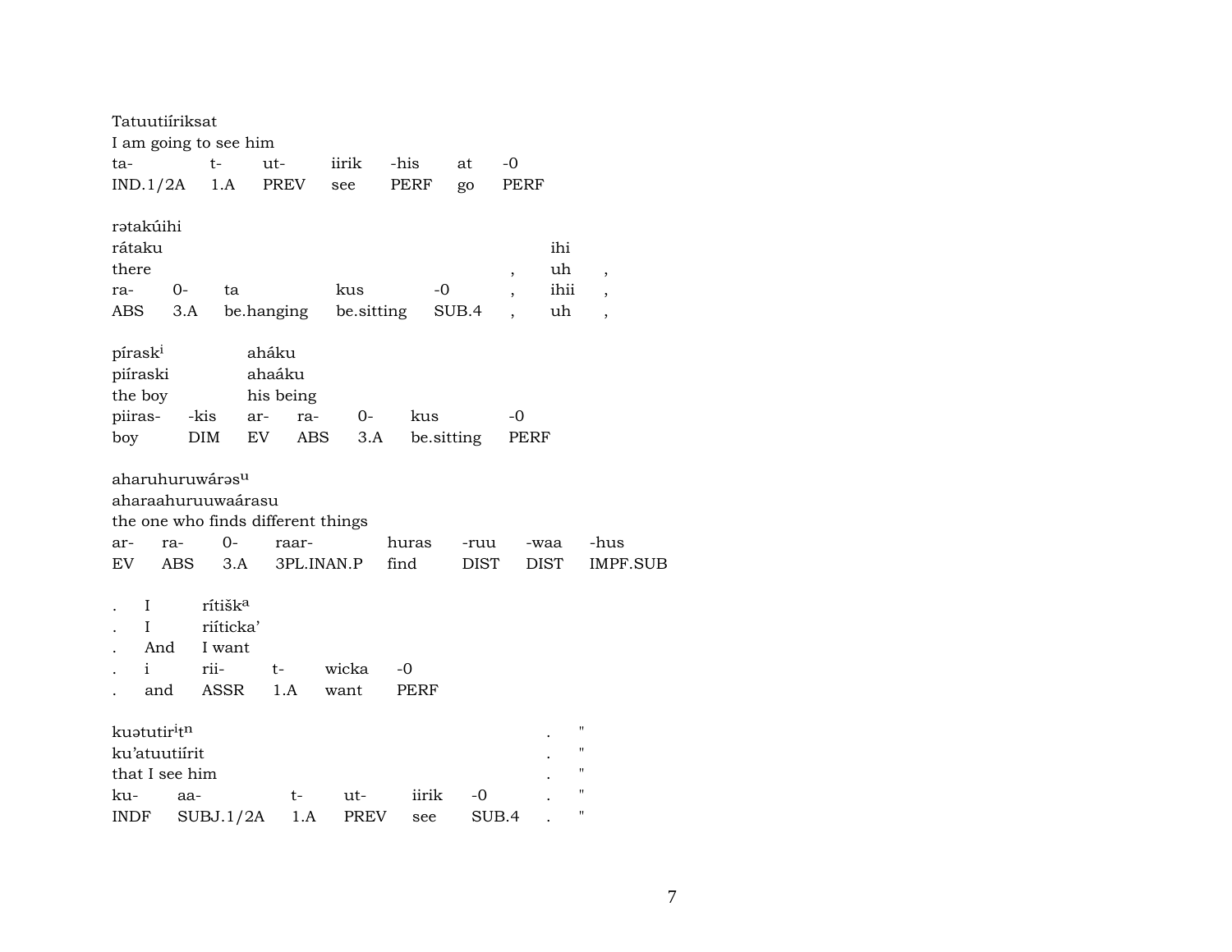Tatuutiíriksat
I am going to see him

| ta- | t- | ut- | iirik | -his | at | -0 |
|---|---|---|---|---|---|---|
| IND.1/2A | 1.A | PREV | see | PERF | go | PERF |

rətakúihi
rátaku ihi
there , uh ,

| ra- | 0- | ta | kus | -0 | , | ihii | , |
|---|---|---|---|---|---|---|---|
| ABS | 3.A | be.hanging | be.sitting | SUB.4 | , | uh | , |

pírask[i] aháku
piíraski ahaáku
the boy his being

| piiras- | -kis | ar- | ra- | 0- | kus | -0 |
|---|---|---|---|---|---|---|
| boy | DIM | EV | ABS | 3.A | be.sitting | PERF |

aharuhuruwárəs[u]
aharaahuruuwaárasu
the one who finds different things

| ar- | ra- | 0- | raar- | huras | -ruu | -waa | -hus |
|---|---|---|---|---|---|---|---|
| EV | ABS | 3.A | 3PL.INAN.P | find | DIST | DIST | IMPF.SUB |

. I rítišk[a]
. I riíticka'
. And I want

| . | i | rii- | t- | wicka | -0 |
|---|---|---|---|---|---|
| . | and | ASSR | 1.A | want | PERF |

kuətutir[i]t[n] . "
ku'atuutiírit . "
that I see him . "

| ku- | aa- | t- | ut- | iirik | -0 | . | " |
|---|---|---|---|---|---|---|---|
| INDF | SUBJ.1/2A | 1.A | PREV | see | SUB.4 | . | " |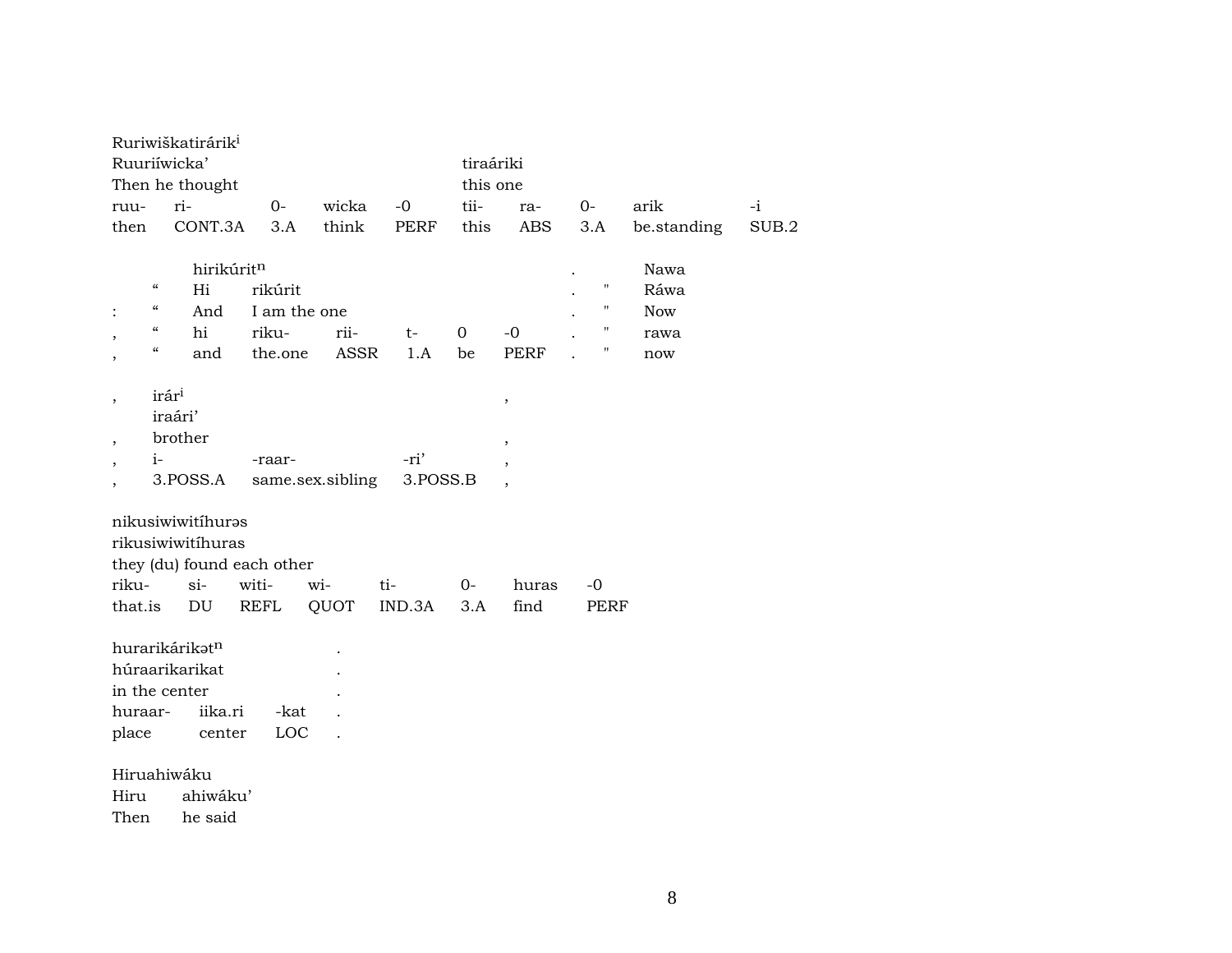| Ruriwiškatirárik[i] | | | | | | | | | |
|---|---|---|---|---|---|---|---|---|---|
| Ruuriíwicka’ | | | | | tiraáriki | | | | |
| Then he thought | | | | | this one | | | | |
| ruu- | ri- | 0- | wicka | -0 | tii- | ra- | 0- | arik | -i |
| then | CONT.3A | 3.A | think | PERF | this | ABS | 3.A | be.standing | SUB.2 |

| | | hirikúrit[n] | | | | | | . | | Nawa |
|---|---|---|---|---|---|---|---|---|---|---|
| | “ | Hi | rikúrit | | | | | . | " | Ráwa |
| : | “ | And | I am the one | | | | | . | " | Now |
| , | “ | hi | riku- | rii- | t- | 0 | -0 | . | " | rawa |
| , | “ | and | the.one | ASSR | 1.A | be | PERF | . | " | now |

| , | irár[i] | | | , |
|---|---|---|---|---|
| | iraári’ | | | |
| , | brother | | | , |
| , | i- | -raar- | -ri’ | , |
| , | 3.POSS.A | same.sex.sibling | 3.POSS.B | , |

| nikusiwiwitíhurəs | | | | | | | |
|---|---|---|---|---|---|---|---|
| rikusiwiwitíhuras | | | | | | | |
| they (du) found each other | | | | | | | |
| riku- | si- | witi- | wi- | ti- | 0- | huras | -0 |
| that.is | DU | REFL | QUOT | IND.3A | 3.A | find | PERF |

| hurarikárikət[n] | | | . |
|---|---|---|---|
| húraarikarikat | | | . |
| in the center | | | . |
| huraar- | iika.ri | -kat | . |
| place | center | LOC | . |

Hiruahiwáku

| Hiru | ahiwáku’ |
|---|---|
| Then | he said |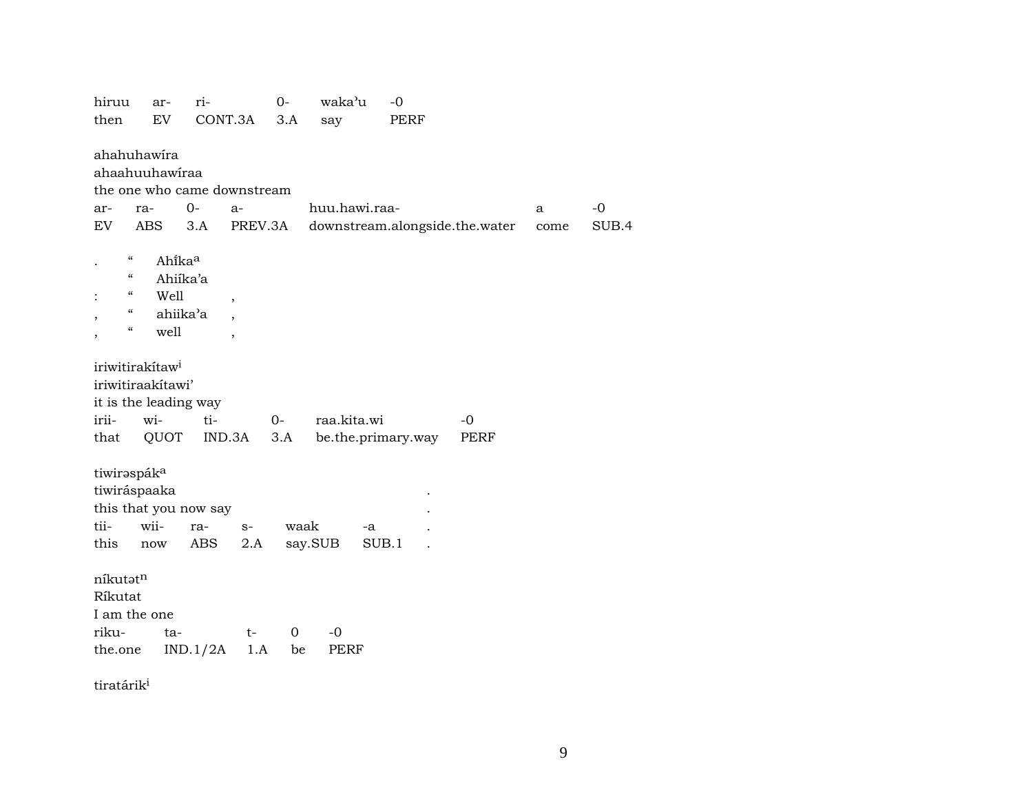| hiruu | ar- | ri- | 0- | waka'u | -0 |
|---|---|---|---|---|---|
| then | EV | CONT.3A | 3.A | say | PERF |

ahahuhawíra
ahaahuuhawíraa
the one who came downstream

| ar- | ra- | 0- | a- | huu.hawi.raa- | a | -0 |
|---|---|---|---|---|---|---|
| EV | ABS | 3.A | PREV.3A | downstream.alongside.the.water | come | SUB.4 |

| . | " | Ahííka[a] | |
|---|---|---|---|
| | " | Ahiíka'a | |
| : | " | Well | , |
| , | " | ahiika'a | , |
| , | " | well | , |

iriwitirakítaw[i]
iriwitiraakítawi'
it is the leading way

| irii- | wi- | ti- | 0- | raa.kita.wi | -0 |
|---|---|---|---|---|---|
| that | QUOT | IND.3A | 3.A | be.the.primary.way | PERF |

tiwirəspák[a]
tiwiráspaaka .
this that you now say .

| tii- | wii- | ra- | s- | waak | -a | . |
|---|---|---|---|---|---|---|
| this | now | ABS | 2.A | say.SUB | SUB.1 | . |

níkutət[n]
Ríkutat
I am the one

| riku- | ta- | t- | 0 | -0 |
|---|---|---|---|---|
| the.one | IND.1/2A | 1.A | be | PERF |

tiratárik[i]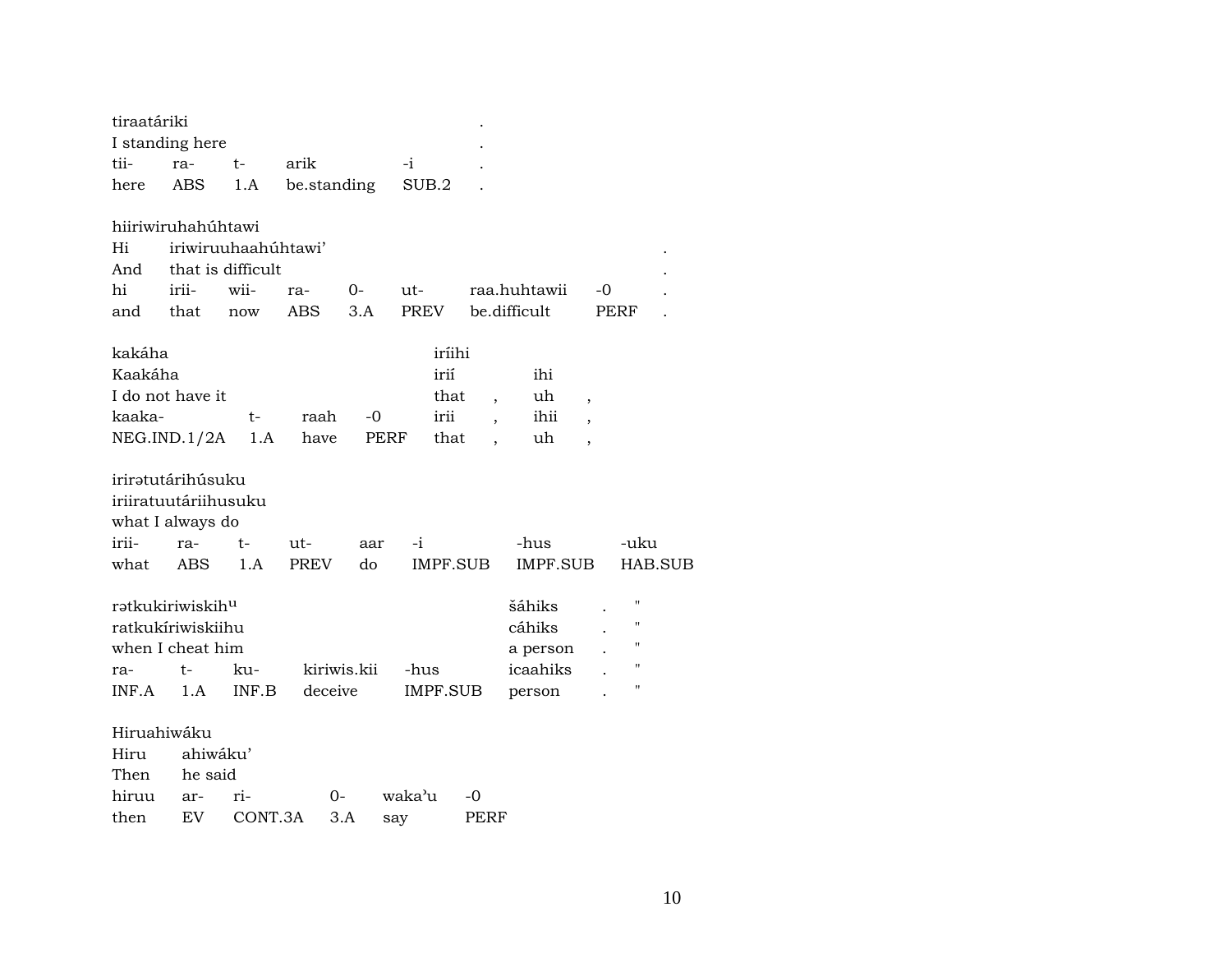| tiraatáriki | | | | | . |
|---|---|---|---|---|---|
| I standing here | | | | | . |
| tii- | ra- | t- | arik | -i | . |
| here | ABS | 1.A | be.standing | SUB.2 | . |

hiiriwiruhahúhtawi

| Hi | iriwiruuhaahúhtawi' | | | | | | | . |
|---|---|---|---|---|---|---|---|---|
| And | that is difficult | | | | | | | . |
| hi | irii- | wii- | ra- | 0- | ut- | raa.huhtawii | -0 | . |
| and | that | now | ABS | 3.A | PREV | be.difficult | PERF | . |

| kakáha | | | | iríihi | | | |
|---|---|---|---|---|---|---|---|
| Kaakáha | | | | irií | | ihi | |
| I do not have it | | | | that | , | uh | , |
| kaaka- | t- | raah | -0 | irii | , | ihii | , |
| NEG.IND.1/2A | 1.A | have | PERF | that | , | uh | , |

irirətutárihúsuku

| iriiratuutáriihusuku | | | | | | | |
|---|---|---|---|---|---|---|---|
| what I always do | | | | | | | |
| irii- | ra- | t- | ut- | aar | -i | -hus | -uku |
| what | ABS | 1.A | PREV | do | IMPF.SUB | IMPF.SUB | HAB.SUB |

| rətkukiriwiskih^u | | | | | šáhiks | . | " |
|---|---|---|---|---|---|---|---|
| ratkukíriwiskiihu | | | | | cáhiks | . | " |
| when I cheat him | | | | | a person | . | " |
| ra- | t- | ku- | kiriwis.kii | -hus | icaahiks | . | " |
| INF.A | 1.A | INF.B | deceive | IMPF.SUB | person | . | " |

Hiruahiwáku

| Hiru | ahiwáku' | | | | |
|---|---|---|---|---|---|
| Then | he said | | | | |
| hiruu | ar- | ri- | 0- | waka'u | -0 |
| then | EV | CONT.3A | 3.A | say | PERF |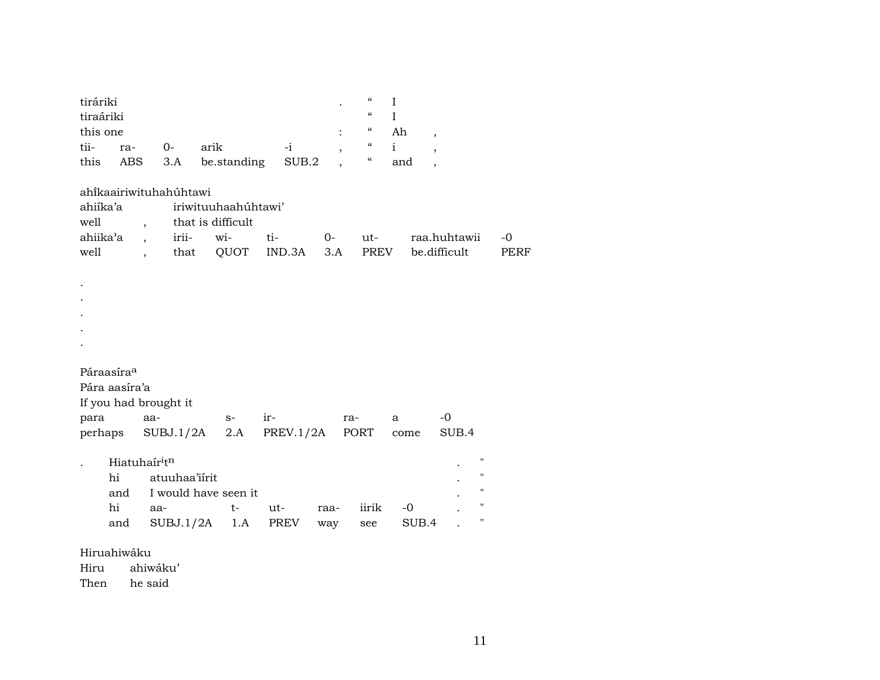| tiráriki | | | | | . | “ | I | |
|---|---|---|---|---|---|---|---|---|
| tiraáriki | | | | | | “ | I | |
| this one | | | | | : | “ | Ah | , |
| tii- | ra- | 0- | arik | -i | , | “ | i | , |
| this | ABS | 3.A | be.standing | SUB.2 | , | “ | and | , |

ahi̍kaairiwituhahúhtawi

| ahiíka’a | | iriwituuhaahúhtawi’ | | | | | | |
|---|---|---|---|---|---|---|---|---|
| well | , | that is difficult | | | | | | |
| ahiika’a | , | irii- | wi- | ti- | 0- | ut- | raa.huhtawii | -0 |
| well | , | that | QUOT | IND.3A | 3.A | PREV | be.difficult | PERF |

.
.
.
.
.

Páraasíra[a]

| Pára aasíra’a | | | | | | |
|---|---|---|---|---|---|---|
| If you had brought it | | | | | | |
| para | aa- | s- | ir- | ra- | a | -0 |
| perhaps | SUBJ.1/2A | 2.A | PREV.1/2A | PORT | come | SUB.4 |

. Hiatuhaír[i]t[n] . "

| hi | atuuhaa’iírit | | | | | | . | " |
|---|---|---|---|---|---|---|---|---|
| and | I would have seen it | | | | | | . | " |
| hi | aa- | t- | ut- | raa- | iirik | -0 | . | " |
| and | SUBJ.1/2A | 1.A | PREV | way | see | SUB.4 | . | " |

Hiruahiwáku

| Hiru | ahiwáku’ |
|---|---|
| Then | he said |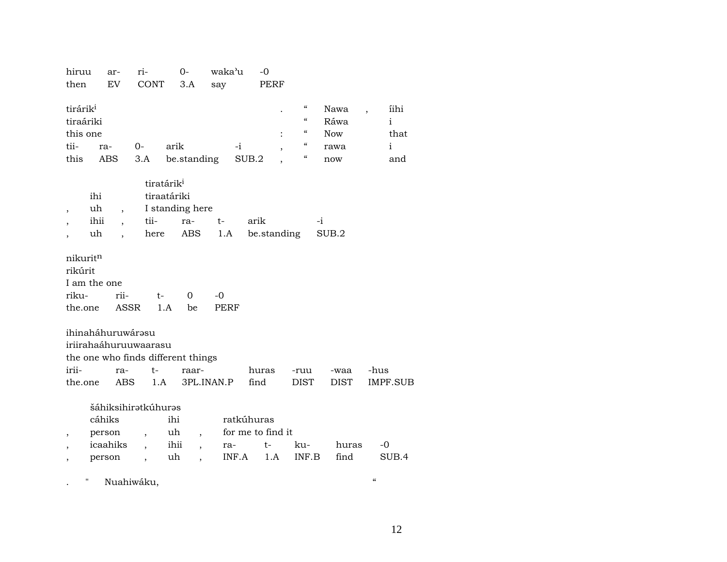| hiruu | ar- | ri- | 0- | waka'u | -0 |
|---|---|---|---|---|---|
| then | EV | CONT | 3.A | say | PERF |

| tirárik[i] | | | | | . | " | Nawa | , | íihi |
|---|---|---|---|---|---|---|---|---|---|
| tiraáriki | | | | | | " | Ráwa | | i |
| this one | | | | | : | " | Now | | that |
| tii- | ra- | 0- | arik | -i | , | " | rawa | | i |
| this | ABS | 3.A | be.standing | SUB.2 | , | " | now | | and |

| | | | tiratárik[i] | | | | |
|---|---|---|---|---|---|---|---|
| | ihi | | tiraatáriki | | | | |
| , | uh | , | I standing here | | | | |
| , | ihii | , | tii- | ra- | t- | arik | -i |
| , | uh | , | here | ABS | 1.A | be.standing | SUB.2 |

| nikurit[n] | | | | |
|---|---|---|---|---|
| rikúrit | | | | |
| I am the one | | | | |
| riku- | rii- | t- | 0 | -0 |
| the.one | ASSR | 1.A | be | PERF |

| ihinaháhuruwárəsu | | | | | | | |
|---|---|---|---|---|---|---|---|
| iriirahaáhuruuwaarasu | | | | | | | |
| the one who finds different things | | | | | | | |
| irii- | ra- | t- | raar- | huras | -ruu | -waa | -hus |
| the.one | ABS | 1.A | 3PL.INAN.P | find | DIST | DIST | IMPF.SUB |

| | šáhiksihirətkúhurəs | | | | | | | | |
|---|---|---|---|---|---|---|---|---|---|
| | cáhiks | | ihi | | ratkúhuras | | | | |
| , | person | , | uh | , | for me to find it | | | | |
| , | icaahiks | , | ihii | , | ra- | t- | ku- | huras | -0 |
| , | person | , | uh | , | INF.A | 1.A | INF.B | find | SUB.4 |

. " Nuahiwáku, "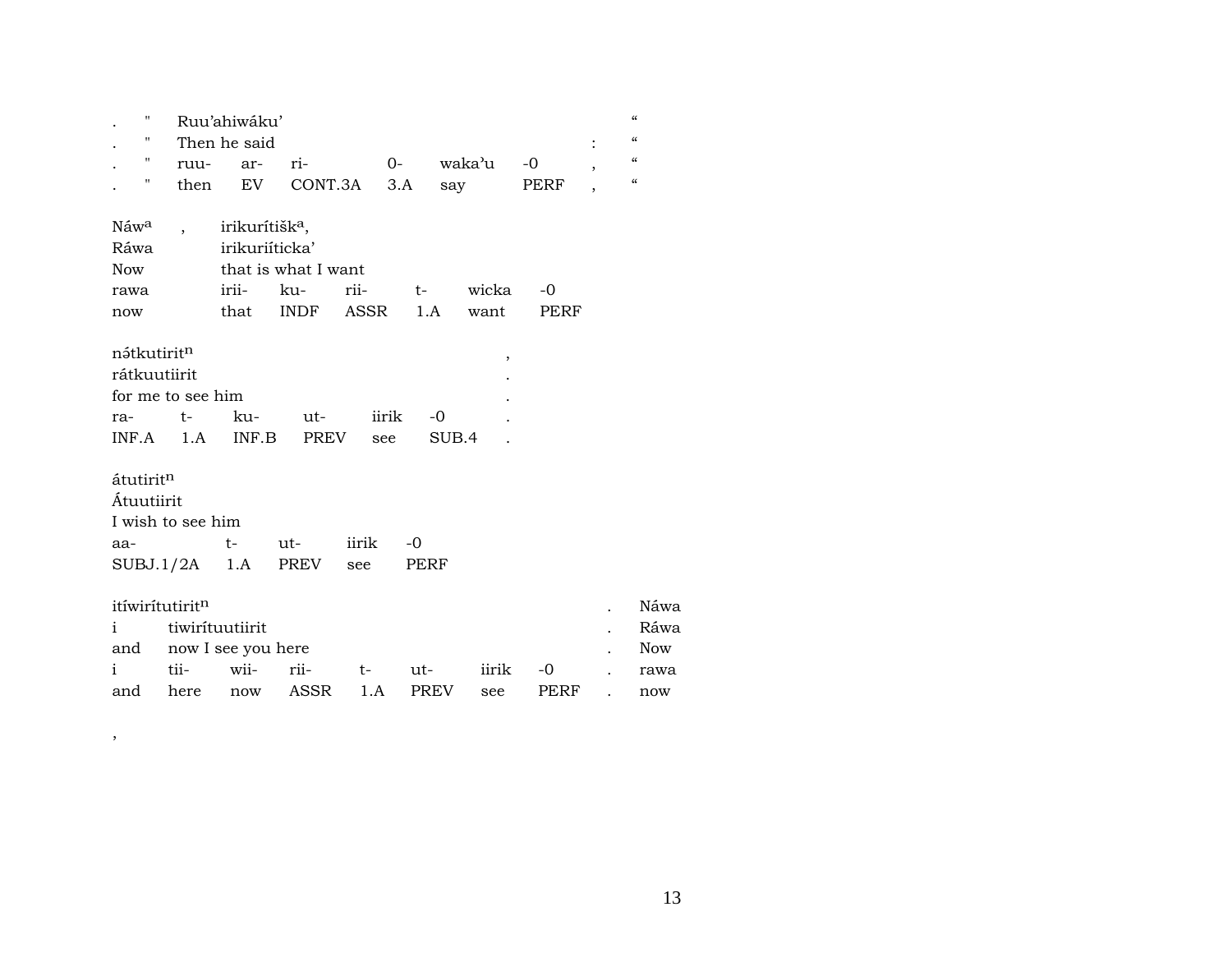| . | " | Ruu'ahiwáku' | | | | | | | “ |
|---|---|---|---|---|---|---|---|---|---|
| . | " | Then he said | | | | | | : | “ |
| . | " | ruu- | ar- | ri- | 0- | waka'u | -0 | , | “ |
| . | " | then | EV | CONT.3A | 3.A | say | PERF | , | “ |

| Náw[a] | , | irikurítišk[a], | | | | | |
|---|---|---|---|---|---|---|---|
| Ráwa | | irikuriíticka' | | | | | |
| Now | | that is what I want | | | | | |
| rawa | | irii- | ku- | rii- | t- | wicka | -0 |
| now | | that | INDF | ASSR | 1.A | want | PERF |

| nə́tkutirit[n] | | | | | | , |
|---|---|---|---|---|---|---|
| rátkuutiirit | | | | | | . |
| for me to see him | | | | | | . |
| ra- | t- | ku- | ut- | iirik | -0 | . |
| INF.A | 1.A | INF.B | PREV | see | SUB.4 | . |

| átutirit[n] | | | | |
|---|---|---|---|---|
| Átuutiirit | | | | |
| I wish to see him | | | | |
| aa- | t- | ut- | iirik | -0 |
| SUBJ.1/2A | 1.A | PREV | see | PERF |

| itíwirítutirit[n] | | | | | | | | . | Náwa |
|---|---|---|---|---|---|---|---|---|---|
| i | tiwiríituutiirit | | | | | | | . | Ráwa |
| and | now I see you here | | | | | | | . | Now |
| i | tii- | wii- | rii- | t- | ut- | iirik | -0 | . | rawa |
| and | here | now | ASSR | 1.A | PREV | see | PERF | . | now |

,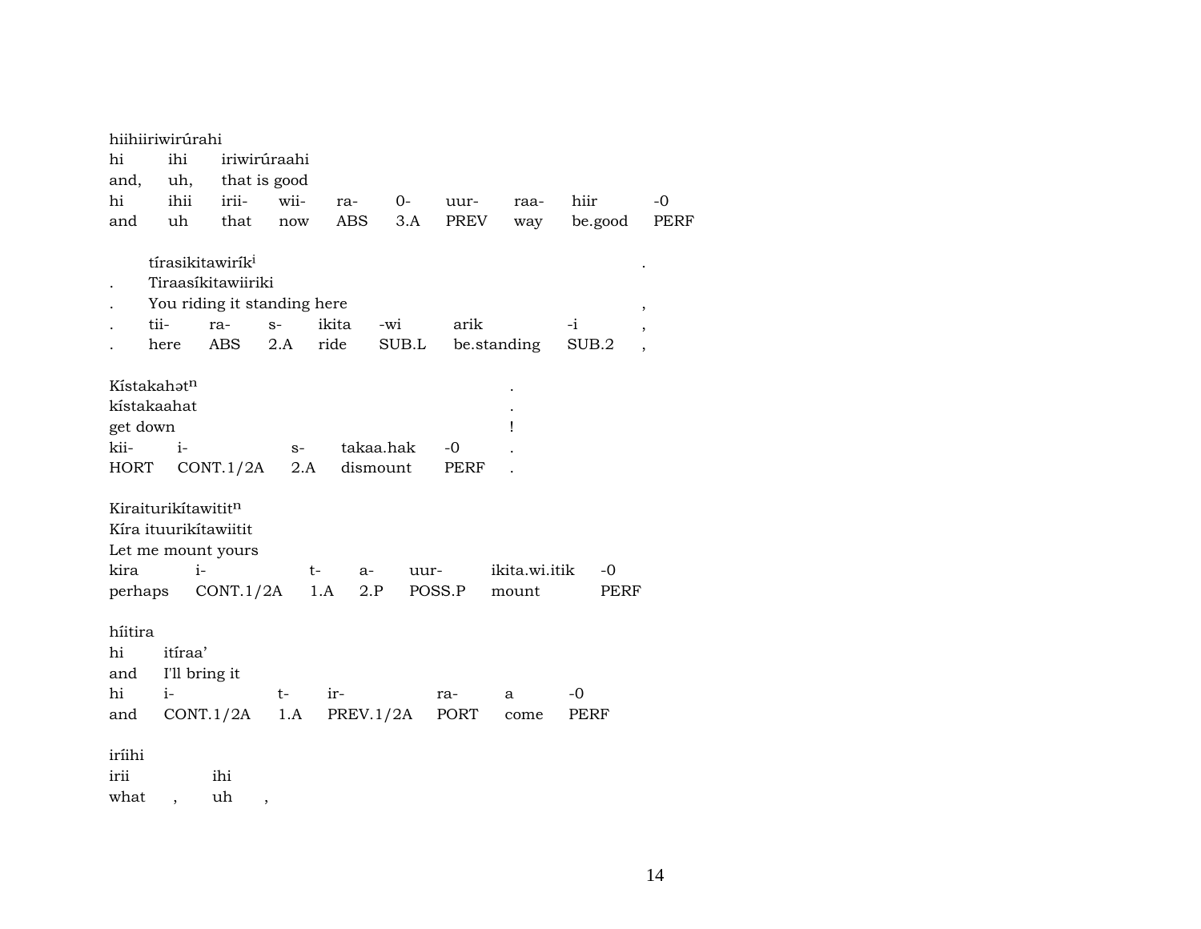hiihiiriwirúrahi

| hi | ihi | iriwirúraahi | | | | | | | |
|---|---|---|---|---|---|---|---|---|---|
| and, | uh, | that is good | | | | | | | |
| hi | ihii | irii- | wii- | ra- | 0- | uur- | raa- | hiir | -0 |
| and | uh | that | now | ABS | 3.A | PREV | way | be.good | PERF |

tírasikitawirík[i] .

| . | Tiraasíkitawiiriki | | | | | | |
|---|---|---|---|---|---|---|---|
| . | You riding it standing here | | | | | | , |
| . | tii- | ra- | s- | ikita | -wi | arik | -i | , |
| . | here | ABS | 2.A | ride | SUB.L | be.standing | SUB.2 | , |

Kístakahət[n] .

| kístakaahat | | | | | . |
|---|---|---|---|---|---|
| get down | | | | | ! |
| kii- | i- | s- | takaa.hak | -0 | . |
| HORT | CONT.1/2A | 2.A | dismount | PERF | . |

Kiraiturikítawitit[n]

| Kíra ituurikítawiitit | | | | | | |
|---|---|---|---|---|---|---|
| Let me mount yours | | | | | | |
| kira | i- | t- | a- | uur- | ikita.wi.itik | -0 |
| perhaps | CONT.1/2A | 1.A | 2.P | POSS.P | mount | PERF |

híitira

| hi | itíraa' | | | | | |
|---|---|---|---|---|---|---|
| and | I'll bring it | | | | | |
| hi | i- | t- | ir- | ra- | a | -0 |
| and | CONT.1/2A | 1.A | PREV.1/2A | PORT | come | PERF |

iríihi

| irii | ihi |
|---|---|
| what , | uh , |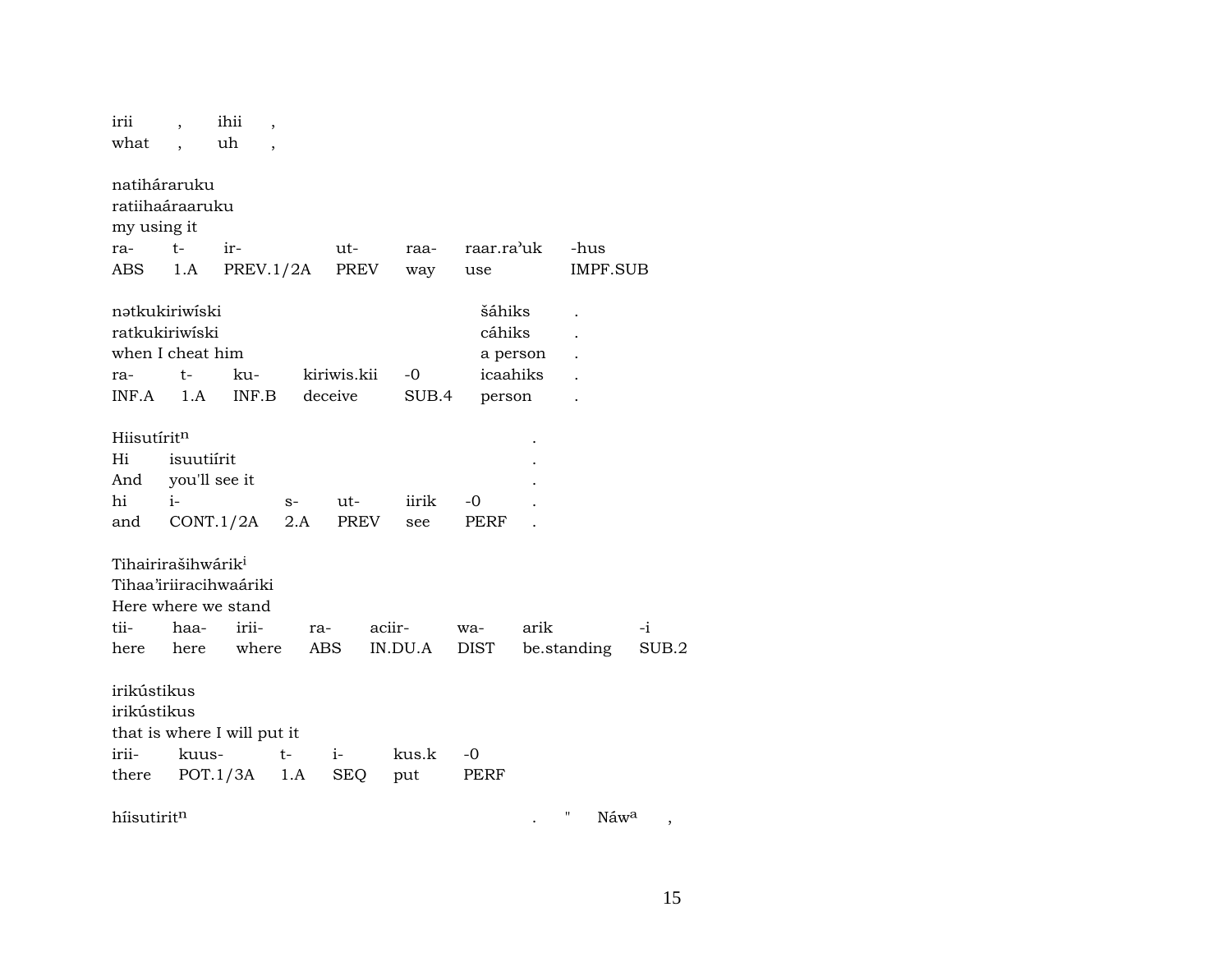irii , ihii ,
what , uh ,

natiháraruku
ratiihaáraaruku
my using it

| ra- | t- | ir- | ut- | raa- | raar.ra'uk | -hus |
|---|---|---|---|---|---|---|
| ABS | 1.A | PREV.1/2A | PREV | way | use | IMPF.SUB |

nətkukiriwíski šáhiks .
ratkukiriwíski cáhiks .
when I cheat him a person .

| ra- | t- | ku- | kiriwis.kii | -0 | icaahiks | . |
|---|---|---|---|---|---|---|
| INF.A | 1.A | INF.B | deceive | SUB.4 | person | . |

Hiisutírit[n] .
Hi isuutiírit .
And you'll see it .

| hi | i- | s- | ut- | iirik | -0 | . |
|---|---|---|---|---|---|---|
| and | CONT.1/2A | 2.A | PREV | see | PERF | . |

Tihairirašihwárik[i]
Tihaa'iriiracihwaáriki
Here where we stand

| tii- | haa- | irii- | ra- | aciir- | wa- | arik | -i |
|---|---|---|---|---|---|---|---|
| here | here | where | ABS | IN.DU.A | DIST | be.standing | SUB.2 |

irikústikus
irikústikus
that is where I will put it

| irii- | kuus- | t- | i- | kus.k | -0 |
|---|---|---|---|---|---|
| there | POT.1/3A | 1.A | SEQ | put | PERF |

híisutirit[n] . " Náw[a] ,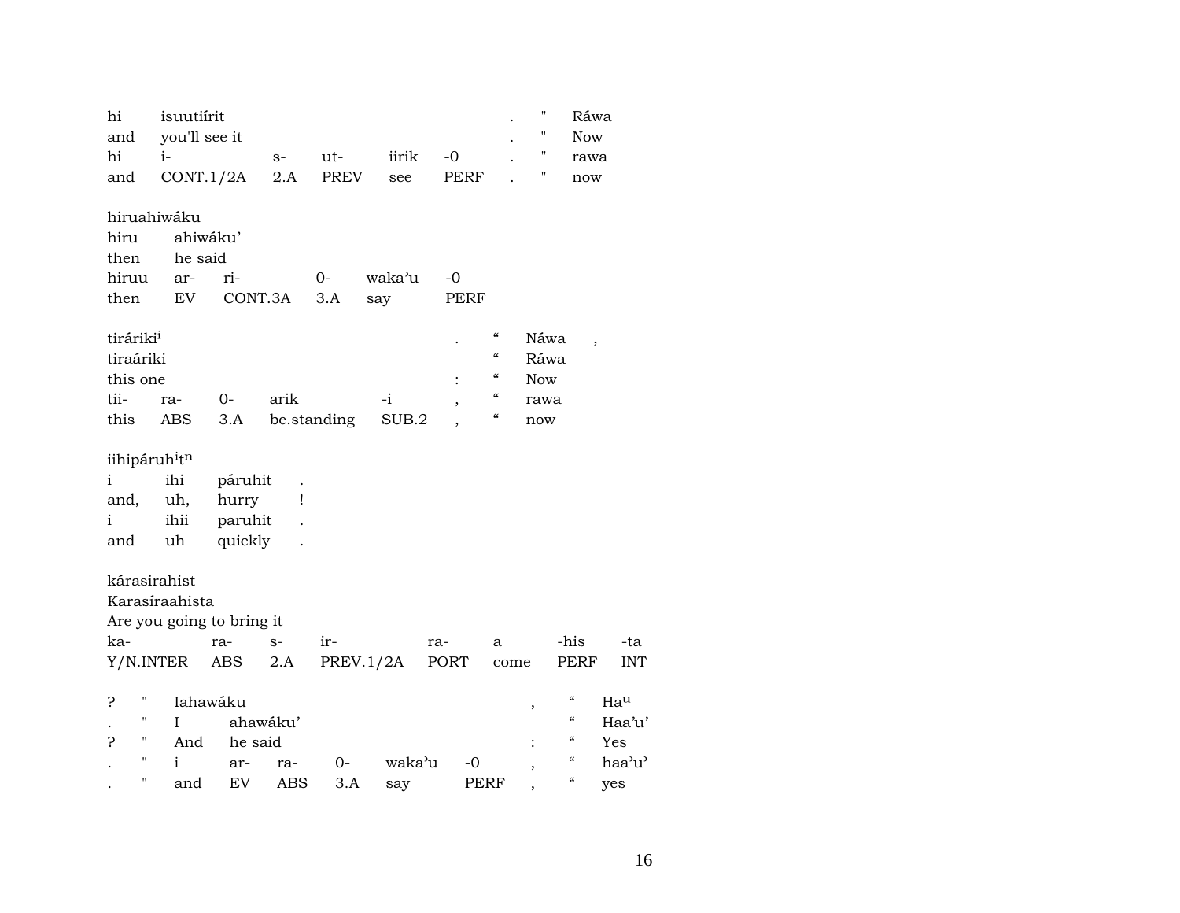| hi | isuutiírit | | | | | . | " | Ráwa |
|---|---|---|---|---|---|---|---|---|
| and | you'll see it | | | | | . | " | Now |
| hi | i- | s- | ut- | iirik | -0 | . | " | rawa |
| and | CONT.1/2A | 2.A | PREV | see | PERF | . | " | now |

hiruahiwáku

| hiru | ahiwáku' | | | | |
|---|---|---|---|---|---|
| then | he said | | | | |
| hiruu | ar- | ri- | 0- | waka'u | -0 |
| then | EV | CONT.3A | 3.A | say | PERF |

| tiráriki[i] | | | | | . | " | Náwa | , |
|---|---|---|---|---|---|---|---|---|
| tiraáriki | | | | | | " | Ráwa | |
| this one | | | | | : | " | Now | |
| tii- | ra- | 0- | arik | -i | , | " | rawa | |
| this | ABS | 3.A | be.standing | SUB.2 | , | " | now | |

iihipáruh[i]t[n]

| i | ihi | páruhit | . |
|---|---|---|---|
| and, | uh, | hurry | ! |
| i | ihii | paruhit | . |
| and | uh | quickly | . |

kárasirahist

Karasíraahista

| Are you going to bring it | | | | | | | |
|---|---|---|---|---|---|---|---|
| ka- | ra- | s- | ir- | ra- | a | -his | -ta |
| Y/N.INTER | ABS | 2.A | PREV.1/2A | PORT | come | PERF | INT |

| ? | " | Iahawáku | | | | | | , | " | Ha[u] |
|---|---|---|---|---|---|---|---|---|---|---|
| . | " | I | ahawáku' | | | | | | " | Haa'u' |
| ? | " | And | he said | | | | | : | " | Yes |
| . | " | i | ar- | ra- | 0- | waka'u | -0 | , | " | haa'u' |
| . | " | and | EV | ABS | 3.A | say | PERF | , | " | yes |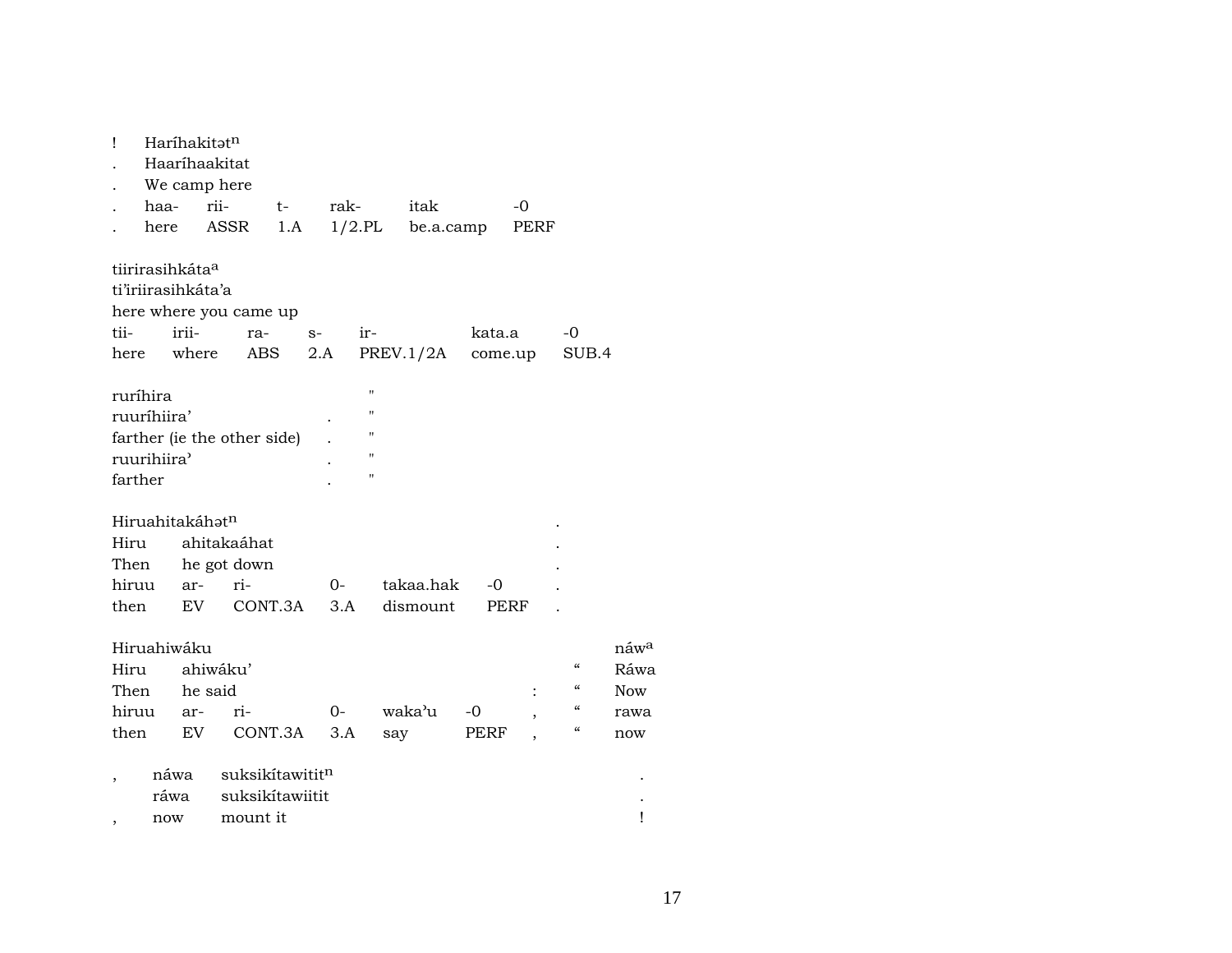! Haríhakitəṭ[n]
. Haaríhaakitat
. We camp here

| . | haa- | rii- | t- | rak- | itak | -0 |
|---|---|---|---|---|---|---|
| . | here | ASSR | 1.A | 1/2.PL | be.a.camp | PERF |

tiirirasihkáta[a]
ti'iriirasihkáta'a
here where you came up

| tii- | irii- | ra- | s- | ir- | kata.a | -0 |
|---|---|---|---|---|---|---|
| here | where | ABS | 2.A | PREV.1/2A | come.up | SUB.4 |

ruríhira "
ruuríhiira' . "
farther (ie the other side) . "
ruurihiira' . "
farther . "

Hiruahitakáhəṭ[n] .
Hiru ahitakaáhat .
Then he got down .

| hiruu | ar- | ri- | 0- | takaa.hak | -0 | . |
|---|---|---|---|---|---|---|
| then | EV | CONT.3A | 3.A | dismount | PERF | . |

Hiruahiwáku náw[a]
Hiru ahiwáku' " Ráwa
Then he said : " Now

| hiruu | ar- | ri- | 0- | waka'u | -0 | , | " | rawa |
|---|---|---|---|---|---|---|---|---|
| then | EV | CONT.3A | 3.A | say | PERF | , | " | now |

, náwa suksikítawitit[n] .
ráwa suksikítawiitit .
, now mount it !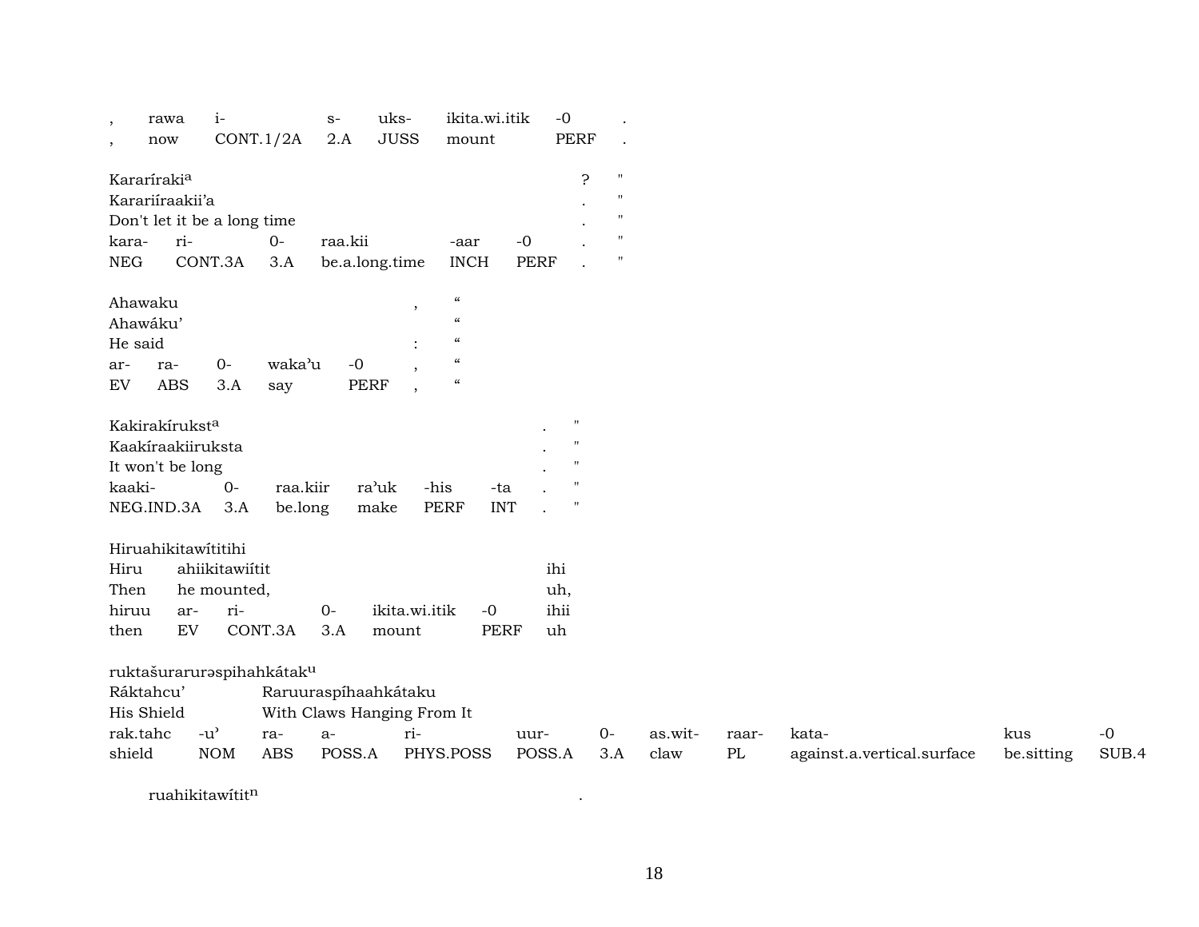| , | rawa | i- | s- | uks- | ikita.wi.itik | -0 | . |
|---|---|---|---|---|---|---|---|
| , | now | CONT.1/2A | 2.A | JUSS | mount | PERF | . |

Kararíraki[a] ? "
Karariíraakii'a . "
Don't let it be a long time . "

| kara- | ri- | 0- | raa.kii | -aar | -0 | . | " |
|---|---|---|---|---|---|---|---|
| NEG | CONT.3A | 3.A | be.a.long.time | INCH | PERF | . | " |

Ahawaku , "
Ahawáku' "
He said : "

| ar- | ra- | 0- | waka'u | -0 | , | " |
|---|---|---|---|---|---|---|
| EV | ABS | 3.A | say | PERF | , | " |

Kakirakírukst[a] . "
Kaakíraakiiruksta . "
It won't be long . "

| kaaki- | 0- | raa.kiir | ra'uk | -his | -ta | . | " |
|---|---|---|---|---|---|---|---|
| NEG.IND.3A | 3.A | be.long | make | PERF | INT | . | " |

Hiruahikitawítitihi
Hiru ahiikitawiítit ihi
Then he mounted, uh,

| hiruu | ar- | ri- | 0- | ikita.wi.itik | -0 | ihii |
|---|---|---|---|---|---|---|
| then | EV | CONT.3A | 3.A | mount | PERF | uh |

ruktašuraruraspihahkátak[u]
Ráktahcu' Raruuraspíhaahkátaku
His Shield With Claws Hanging From It

| rak.tahc | -u' | ra- | a- | ri- | uur- | 0- | as.wit- | raar- | kata- | kus | -0 |
|---|---|---|---|---|---|---|---|---|---|---|---|
| shield | NOM | ABS | POSS.A | PHYS.POSS | POSS.A | 3.A | claw | PL | against.a.vertical.surface | be.sitting | SUB.4 |

ruahikitawítit[n] .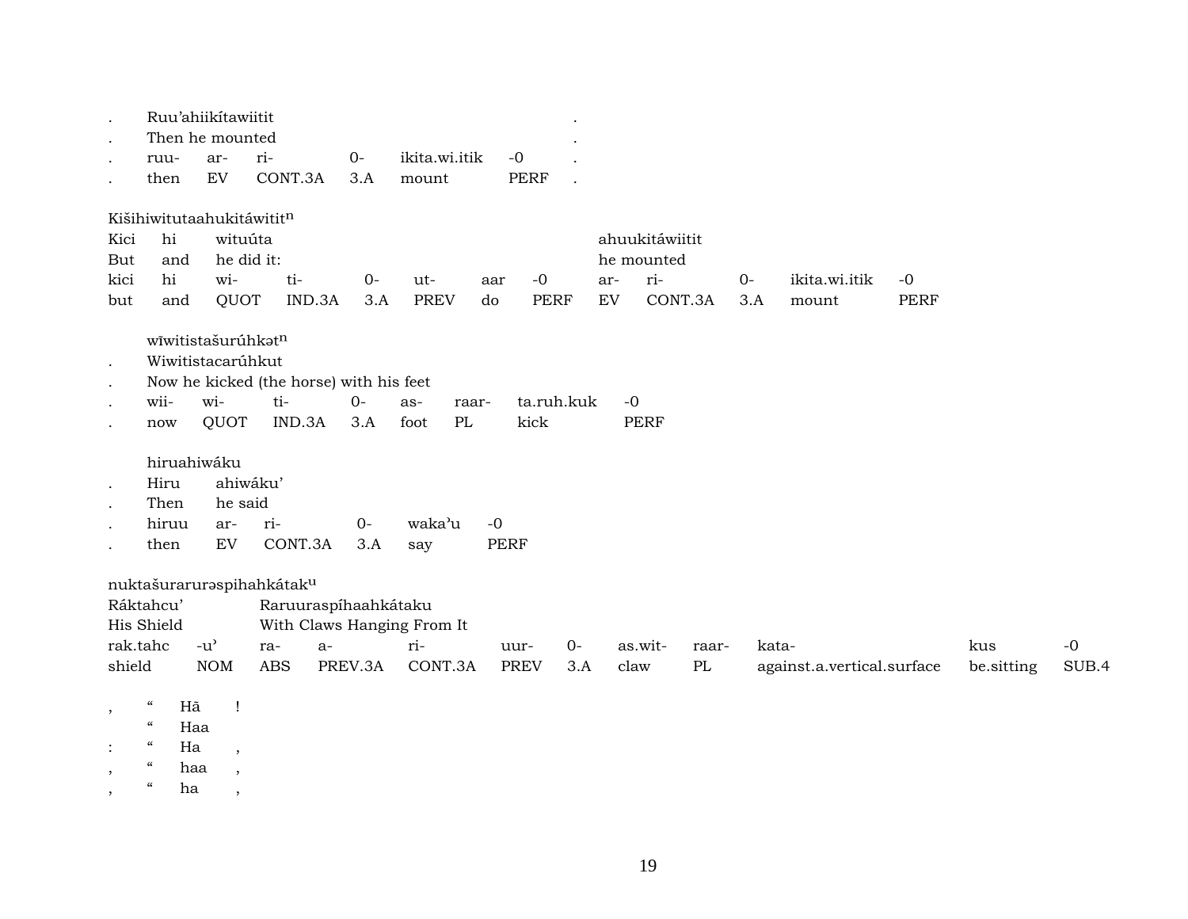| . | Ruu’ahiikítawiitit | | | | | | . |
|---|---|---|---|---|---|---|---|
| . | Then he mounted | | | | | | . |
| . | ruu- | ar- | ri- | 0- | ikita.wi.itik | -0 | . |
| . | then | EV | CONT.3A | 3.A | mount | PERF | . |

Kišihiwitutaahukitáwititn

| Kici | hi | wituúta | | | | | | ahuukitáwiitit | | | | |
|---|---|---|---|---|---|---|---|---|---|---|---|---|
| But | and | he did it: | | | | | | he mounted | | | | |
| kici | hi | wi- | ti- | 0- | ut- | aar | -0 | ar- | ri- | 0- | ikita.wi.itik | -0 |
| but | and | QUOT | IND.3A | 3.A | PREV | do | PERF | EV | CONT.3A | 3.A | mount | PERF |

wĩwitistašurúhkətn

| . | Wiwitistacarúhkut | | | | | | | |
|---|---|---|---|---|---|---|---|---|
| . | Now he kicked (the horse) with his feet | | | | | | | |
| . | wii- | wi- | ti- | 0- | as- | raar- | ta.ruh.kuk | -0 |
| . | now | QUOT | IND.3A | 3.A | foot | PL | kick | PERF |

hiruahiwáku

| . | Hiru | ahiwáku’ | | | | |
|---|---|---|---|---|---|---|
| . | Then | he said | | | | |
| . | hiruu | ar- | ri- | 0- | waka’u | -0 |
| . | then | EV | CONT.3A | 3.A | say | PERF |

nuktašurarurəspihahkátaku

| Ráktahcu’ | | Raruuraspíhaahkátaku | | | | | | | | | |
|---|---|---|---|---|---|---|---|---|---|---|---|
| His Shield | | With Claws Hanging From It | | | | | | | | | |
| rak.tahc | -u’ | ra- | a- | ri- | uur- | 0- | as.wit- | raar- | kata- | kus | -0 |
| shield | NOM | ABS | PREV.3A | CONT.3A | PREV | 3.A | claw | PL | against.a.vertical.surface | be.sitting | SUB.4 |

| , | “ | Hã | ! |
|---|---|---|---|
| | “ | Haa | |
| : | “ | Ha | , |
| , | “ | haa | , |
| , | “ | ha | , |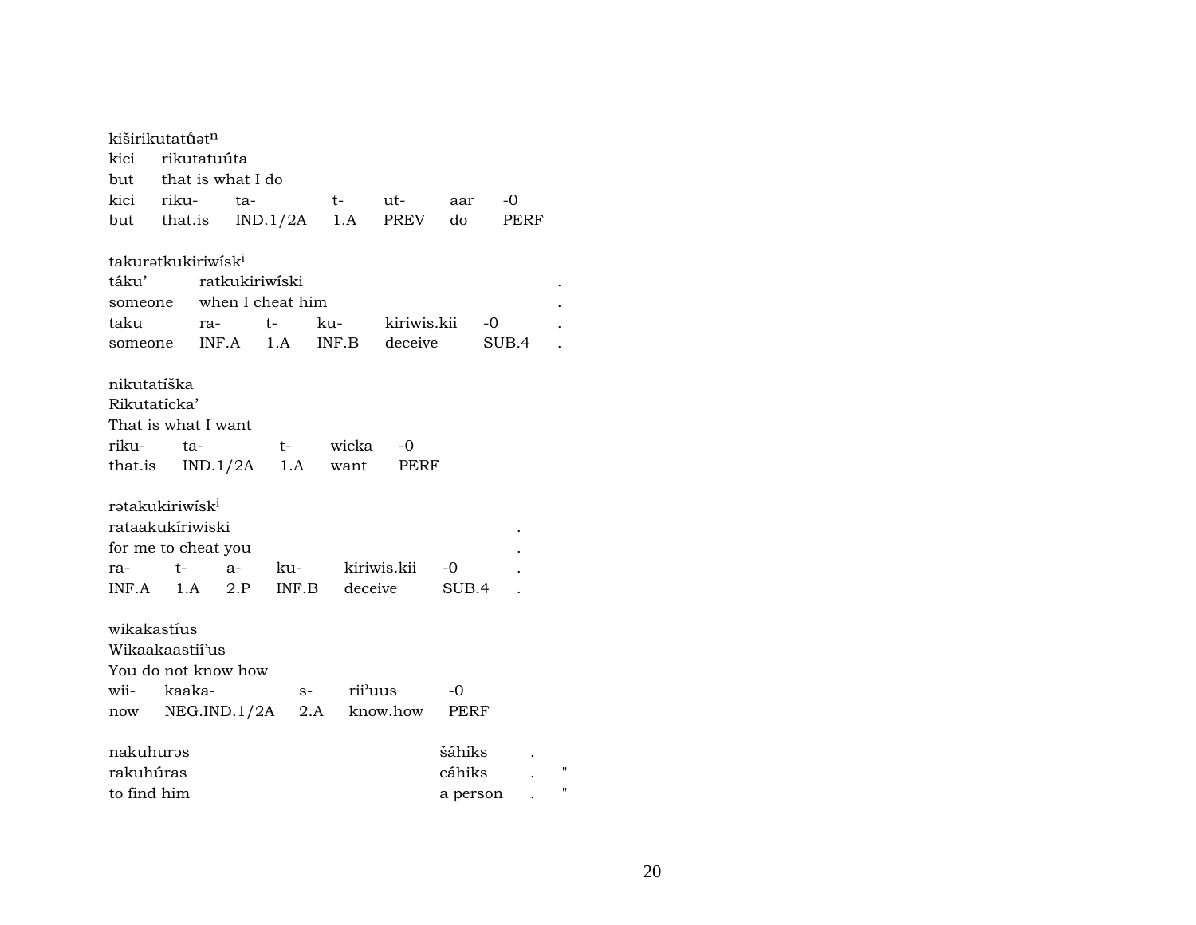kiširikutatů̂ətn

| kici | rikutatuúta | | | | | |
|---|---|---|---|---|---|---|
| but | that is what I do | | | | | |
| kici | riku- | ta- | t- | ut- | aar | -0 |
| but | that.is | IND.1/2A | 1.A | PREV | do | PERF |

takurətkukiriwíski

| táku’ | ratkukiriwíski | | | | | . |
|---|---|---|---|---|---|---|
| someone | when I cheat him | | | | | . |
| taku | ra- | t- | ku- | kiriwis.kii | -0 | . |
| someone | INF.A | 1.A | INF.B | deceive | SUB.4 | . |

nikutatíška

| Rikutatícka’ | | | | |
|---|---|---|---|---|
| That is what I want | | | | |
| riku- | ta- | t- | wicka | -0 |
| that.is | IND.1/2A | 1.A | want | PERF |

rətakukiriwíski

| rataakukíriwiski | | | | | | . |
|---|---|---|---|---|---|---|
| for me to cheat you | | | | | | . |
| ra- | t- | a- | ku- | kiriwis.kii | -0 | . |
| INF.A | 1.A | 2.P | INF.B | deceive | SUB.4 | . |

wikakastíus

| Wikaakaastii’us | | | | |
|---|---|---|---|---|
| You do not know how | | | | |
| wii- | kaaka- | s- | rii’uus | -0 |
| now | NEG.IND.1/2A | 2.A | know.how | PERF |

| nakuhurəs | šáhiks | . | |
|---|---|---|---|
| rakuhúras | cáhiks | . | " |
| to find him | a person | . | " |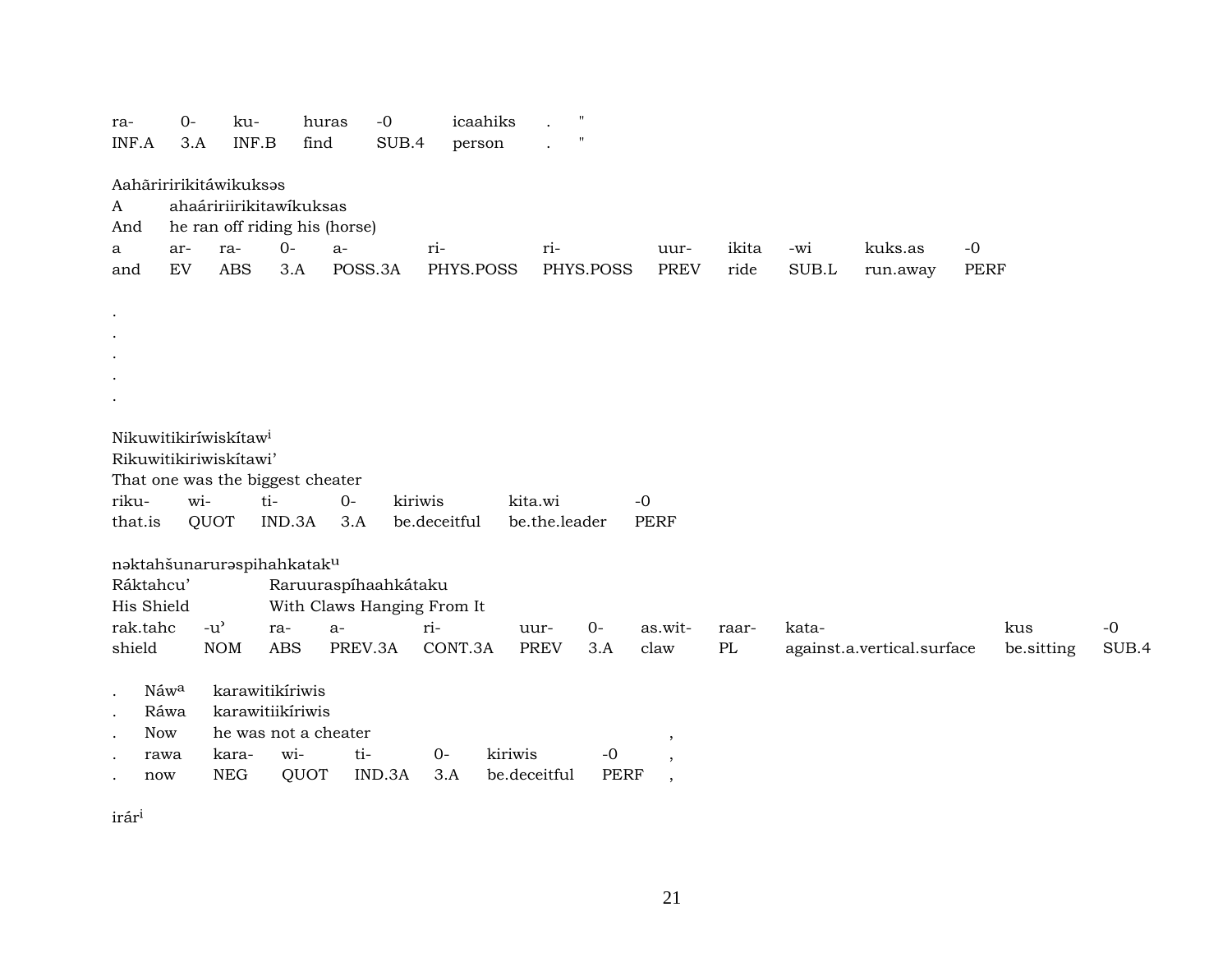| ra- | 0- | ku- | huras | -0 | icaahiks | . | " |
|---|---|---|---|---|---|---|---|
| INF.A | 3.A | INF.B | find | SUB.4 | person | . | " |

Aahāriririkitáwikuksəs

A ahaáririirikitawíkuksas

And he ran off riding his (horse)

| a | ar- | ra- | 0- | a- | ri- | ri- | uur- | ikita | -wi | kuks.as | -0 |
|---|---|---|---|---|---|---|---|---|---|---|---|
| and | EV | ABS | 3.A | POSS.3A | PHYS.POSS | PHYS.POSS | PREV | ride | SUB.L | run.away | PERF |

.
.
.
.
.

Nikuwitikiríwiskítaw[i]

Rikuwitikiriwiskítawi’

That one was the biggest cheater

| riku- | wi- | ti- | 0- | kiriwis | kita.wi | -0 |
|---|---|---|---|---|---|---|
| that.is | QUOT | IND.3A | 3.A | be.deceitful | be.the.leader | PERF |

nəktahšunarurəspihahkatak[u]

Ráktahcu’ Raruuraspíhaahkátaku

His Shield With Claws Hanging From It

| rak.tahc | -u’ | ra- | a- | ri- | uur- | 0- | as.wit- | raar- | kata- | kus | -0 |
|---|---|---|---|---|---|---|---|---|---|---|---|
| shield | NOM | ABS | PREV.3A | CONT.3A | PREV | 3.A | claw | PL | against.a.vertical.surface | be.sitting | SUB.4 |

. Náw[a] karawitikíriwis

. Ráwa karawitiikíriwis

. Now he was not a cheater ,

| . | rawa | kara- | wi- | ti- | 0- | kiriwis | -0 | , |
|---|---|---|---|---|---|---|---|---|
| . | now | NEG | QUOT | IND.3A | 3.A | be.deceitful | PERF | , |

irár[i]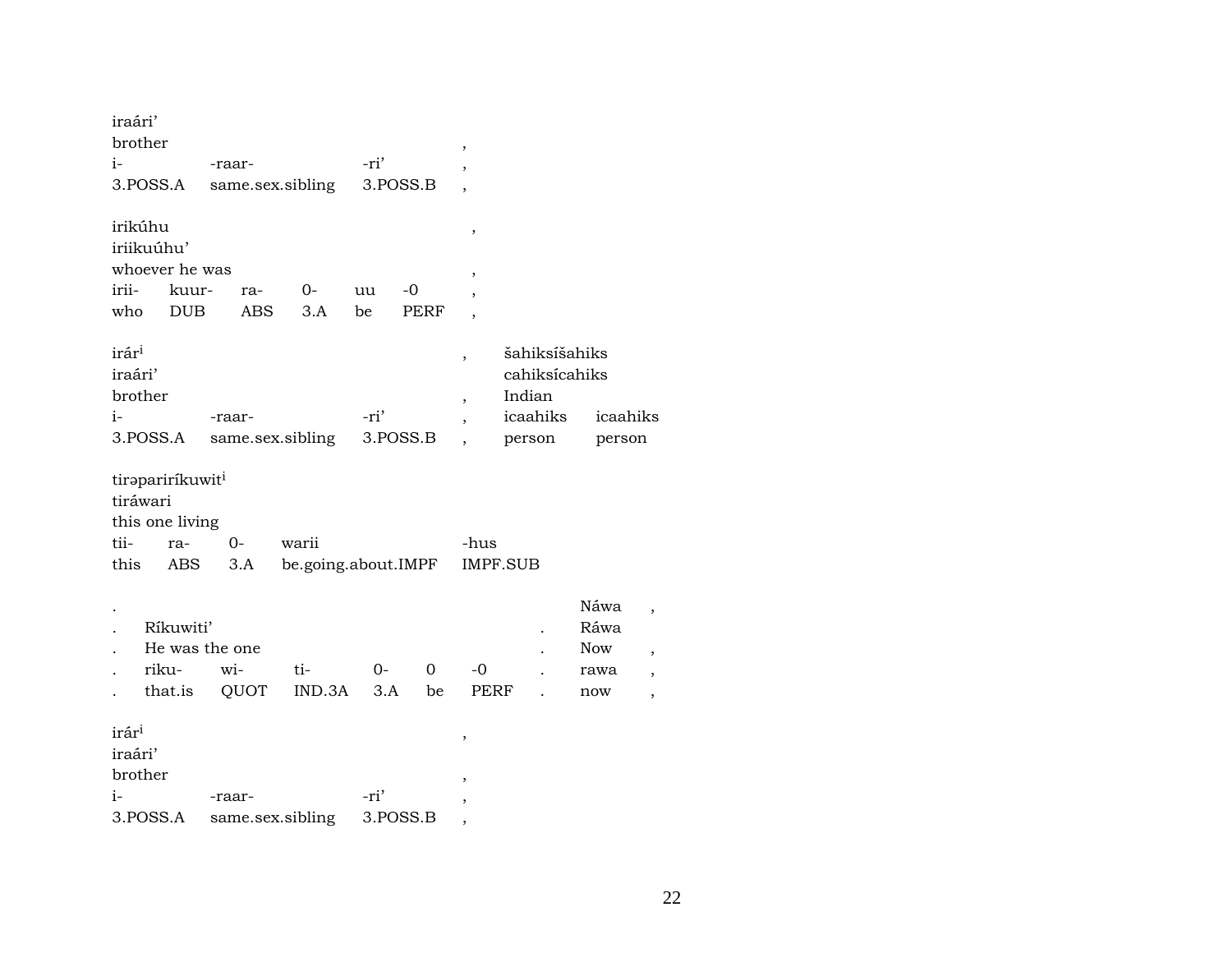iraári’
brother ,
i- -raar- -ri’ ,
3.POSS.A same.sex.sibling 3.POSS.B ,

irikúhu ,
iriikuúhu’
whoever he was ,
irii- kuur- ra- 0- uu -0 ,
who DUB ABS 3.A be PERF ,

irár[i] , šahiksíšahiks
iraári’ cahiksícahiks
brother , Indian
i- -raar- -ri’ , icaahiks icaahiks
3.POSS.A same.sex.sibling 3.POSS.B , person person

tirəparirírkuwit[i]
tiráwari
this one living
tii- ra- 0- warii -hus
this ABS 3.A be.going.about.IMPF IMPF.SUB

. Náwa ,
. Ríkuwiti’ . Ráwa
. He was the one . Now ,
. riku- wi- ti- 0- 0 -0 . rawa ,
. that.is QUOT IND.3A 3.A be PERF . now ,

irár[i] ,
iraári’
brother ,
i- -raar- -ri’ ,
3.POSS.A same.sex.sibling 3.POSS.B ,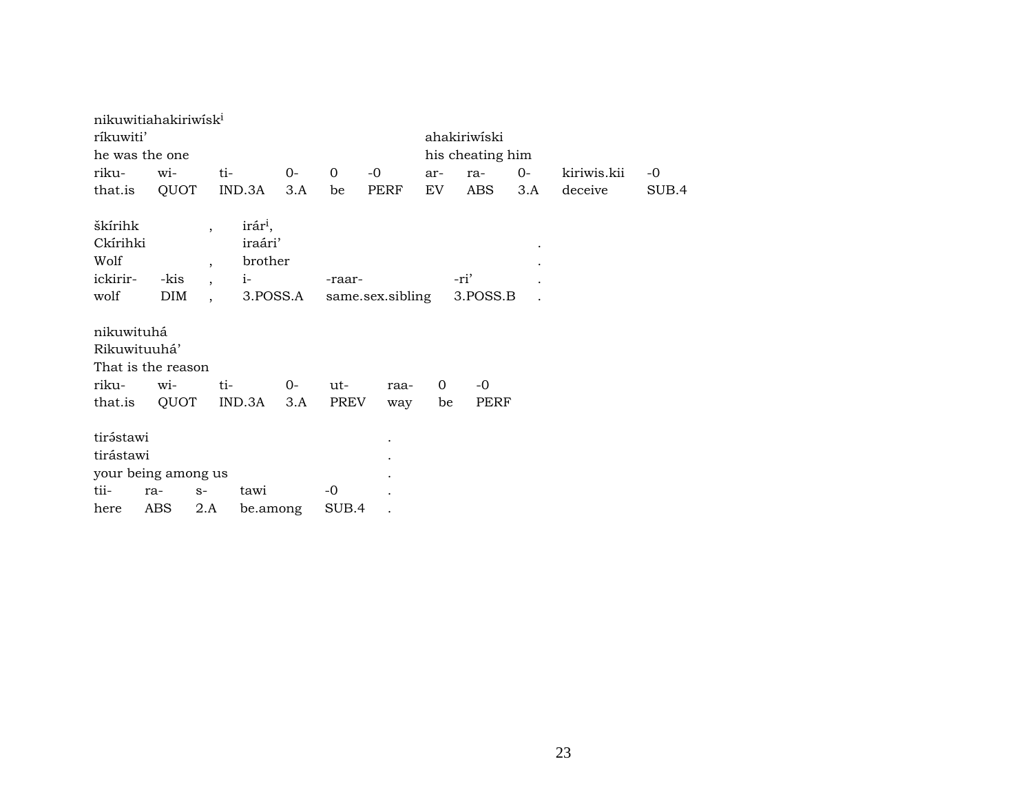nikuwitiahakiriwísk[i]

| | | | | | | | | | | |
|---|---|---|---|---|---|---|---|---|---|---|
| ríkuwiti' | | | | | | ahakiriwíski | | | | |
| he was the one | | | | | | his cheating him | | | | |
| riku- | wi- | ti- | 0- | 0 | -0 | ar- | ra- | 0- | kiriwis.kii | -0 |
| that.is | QUOT | IND.3A | 3.A | be | PERF | EV | ABS | 3.A | deceive | SUB.4 |

| | | | | | | |
|---|---|---|---|---|---|---|
| škírihk | | , | irár[i], | | | |
| Ckírihki | | | iraári' | | | . |
| Wolf | | , | brother | | | . |
| ickirir- | -kis | , | i- | -raar- | -ri' | . |
| wolf | DIM | , | 3.POSS.A | same.sex.sibling | 3.POSS.B | . |

nikuwituhá

| | | | | | | | |
|---|---|---|---|---|---|---|---|
| Rikuwituuhá' | | | | | | | |
| That is the reason | | | | | | | |
| riku- | wi- | ti- | 0- | ut- | raa- | 0 | -0 |
| that.is | QUOT | IND.3A | 3.A | PREV | way | be | PERF |

| | | | | | |
|---|---|---|---|---|---|
| tirə́stawi | | | | | . |
| tirástawi | | | | | . |
| your being among us | | | | | . |
| tii- | ra- | s- | tawi | -0 | . |
| here | ABS | 2.A | be.among | SUB.4 | . |